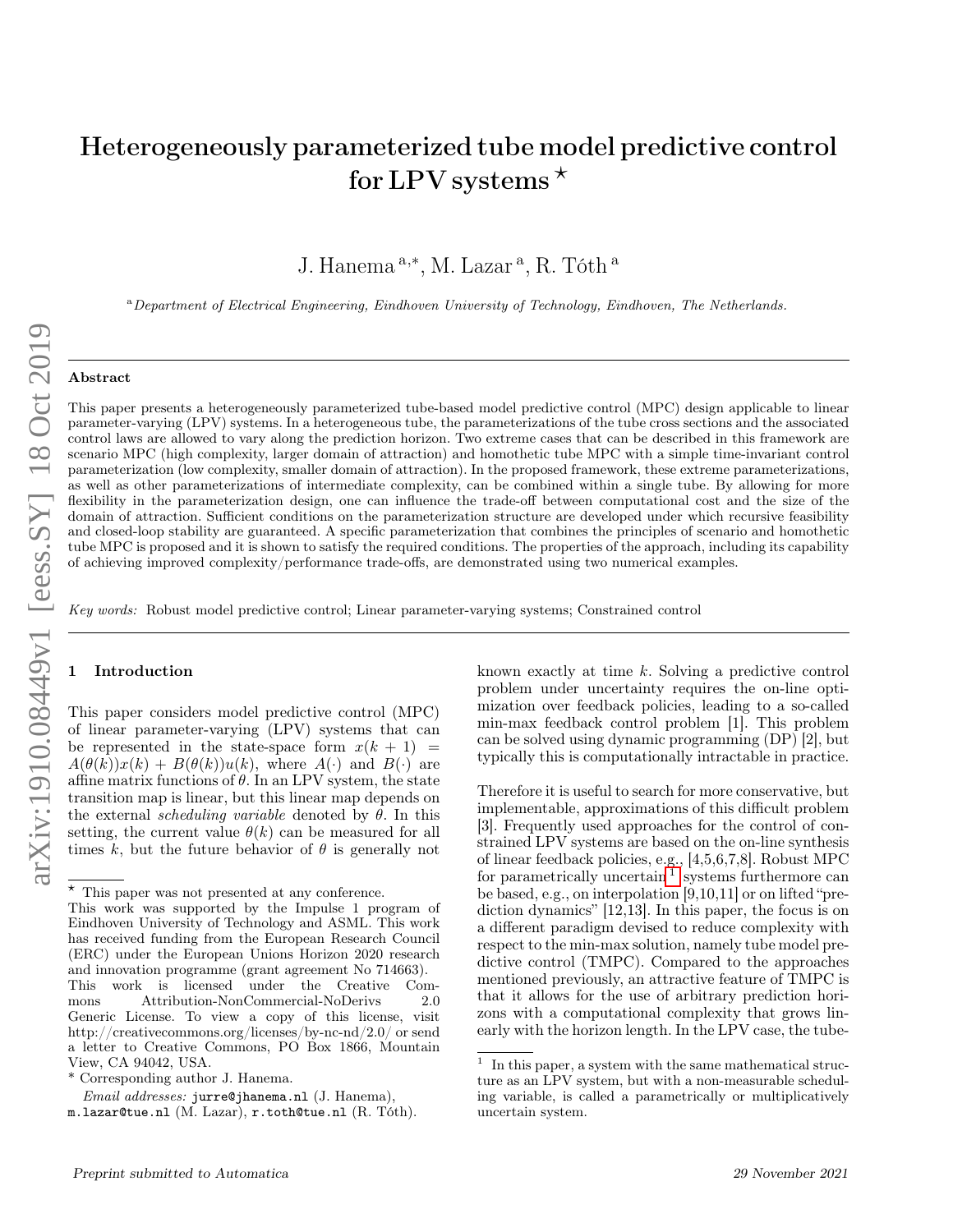# Heterogeneously parameterized tube model predictive control for LPV systems ⋆

J. Hanema [a,*], M. Lazar [a], R. Tóth [a]

[a] *Department of Electrical Engineering, Eindhoven University of Technology, Eindhoven, The Netherlands.*

---

**Abstract**

This paper presents a heterogeneously parameterized tube-based model predictive control (MPC) design applicable to linear parameter-varying (LPV) systems. In a heterogeneous tube, the parameterizations of the tube cross sections and the associated control laws are allowed to vary along the prediction horizon. Two extreme cases that can be described in this framework are scenario MPC (high complexity, larger domain of attraction) and homothetic tube MPC with a simple time-invariant control parameterization (low complexity, smaller domain of attraction). In the proposed framework, these extreme parameterizations, as well as other parameterizations of intermediate complexity, can be combined within a single tube. By allowing for more flexibility in the parameterization design, one can influence the trade-off between computational cost and the size of the domain of attraction. Sufficient conditions on the parameterization structure are developed under which recursive feasibility and closed-loop stability are guaranteed. A specific parameterization that combines the principles of scenario and homothetic tube MPC is proposed and it is shown to satisfy the required conditions. The properties of the approach, including its capability of achieving improved complexity/performance trade-offs, are demonstrated using two numerical examples.

*Key words:* Robust model predictive control; Linear parameter-varying systems; Constrained control

---

## 1 Introduction

This paper considers model predictive control (MPC) of linear parameter-varying (LPV) systems that can be represented in the state-space form $x(k+1) = A(\theta(k))x(k) + B(\theta(k))u(k)$, where $A(\cdot)$ and $B(\cdot)$ are affine matrix functions of $\theta$. In an LPV system, the state transition map is linear, but this linear map depends on the external *scheduling variable* denoted by $\theta$. In this setting, the current value $\theta(k)$ can be measured for all times $k$, but the future behavior of $\theta$ is generally not known exactly at time $k$. Solving a predictive control problem under uncertainty requires the on-line optimization over feedback policies, leading to a so-called min-max feedback control problem [1]. This problem can be solved using dynamic programming (DP) [2], but typically this is computationally intractable in practice.

Therefore it is useful to search for more conservative, but implementable, approximations of this difficult problem [3]. Frequently used approaches for the control of constrained LPV systems are based on the on-line synthesis of linear feedback policies, e.g., [4,5,6,7,8]. Robust MPC for parametrically uncertain[1] systems furthermore can be based, e.g., on interpolation [9,10,11] or on lifted "prediction dynamics" [12,13]. In this paper, the focus is on a different paradigm devised to reduce complexity with respect to the min-max solution, namely tube model predictive control (TMPC). Compared to the approaches mentioned previously, an attractive feature of TMPC is that it allows for the use of arbitrary prediction horizons with a computational complexity that grows linearly with the horizon length. In the LPV case, the tube-

---

⋆ This paper was not presented at any conference.
This work was supported by the Impulse 1 program of Eindhoven University of Technology and ASML. This work has received funding from the European Research Council (ERC) under the European Unions Horizon 2020 research and innovation programme (grant agreement No 714663).
This work is licensed under the Creative Commons Attribution-NonCommercial-NoDerivs 2.0 Generic License. To view a copy of this license, visit http://creativecommons.org/licenses/by-nc-nd/2.0/ or send a letter to Creative Commons, PO Box 1866, Mountain View, CA 94042, USA.

\* Corresponding author J. Hanema.

*Email addresses:* jurre@jhanema.nl (J. Hanema), m.lazar@tue.nl (M. Lazar), r.toth@tue.nl (R. Tóth).

[1] In this paper, a system with the same mathematical structure as an LPV system, but with a non-measurable scheduling variable, is called a parametrically or multiplicatively uncertain system.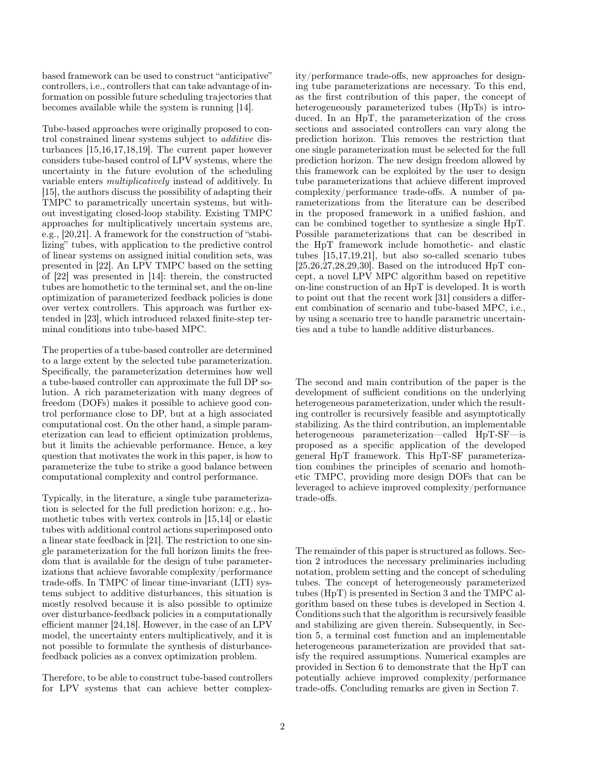based framework can be used to construct "anticipative" controllers, i.e., controllers that can take advantage of information on possible future scheduling trajectories that becomes available while the system is running [14].

Tube-based approaches were originally proposed to control constrained linear systems subject to *additive* disturbances [15,16,17,18,19]. The current paper however considers tube-based control of LPV systems, where the uncertainty in the future evolution of the scheduling variable enters *multiplicatively* instead of additively. In [15], the authors discuss the possibility of adapting their TMPC to parametrically uncertain systems, but without investigating closed-loop stability. Existing TMPC approaches for multiplicatively uncertain systems are, e.g., [20,21]. A framework for the construction of "stabilizing" tubes, with application to the predictive control of linear systems on assigned initial condition sets, was presented in [22]. An LPV TMPC based on the setting of [22] was presented in [14]: therein, the constructed tubes are homothetic to the terminal set, and the on-line optimization of parameterized feedback policies is done over vertex controllers. This approach was further extended in [23], which introduced relaxed finite-step terminal conditions into tube-based MPC.

The properties of a tube-based controller are determined to a large extent by the selected tube parameterization. Specifically, the parameterization determines how well a tube-based controller can approximate the full DP solution. A rich parameterization with many degrees of freedom (DOFs) makes it possible to achieve good control performance close to DP, but at a high associated computational cost. On the other hand, a simple parameterization can lead to efficient optimization problems, but it limits the achievable performance. Hence, a key question that motivates the work in this paper, is how to parameterize the tube to strike a good balance between computational complexity and control performance.

Typically, in the literature, a single tube parameterization is selected for the full prediction horizon: e.g., homothetic tubes with vertex controls in [15,14] or elastic tubes with additional control actions superimposed onto a linear state feedback in [21]. The restriction to one single parameterization for the full horizon limits the freedom that is available for the design of tube parameterizations that achieve favorable complexity/performance trade-offs. In TMPC of linear time-invariant (LTI) systems subject to additive disturbances, this situation is mostly resolved because it is also possible to optimize over disturbance-feedback policies in a computationally efficient manner [24,18]. However, in the case of an LPV model, the uncertainty enters multiplicatively, and it is not possible to formulate the synthesis of disturbance-feedback policies as a convex optimization problem.

Therefore, to be able to construct tube-based controllers for LPV systems that can achieve better complexity/performance trade-offs, new approaches for designing tube parameterizations are necessary. To this end, as the first contribution of this paper, the concept of heterogeneously parameterized tubes (HpTs) is introduced. In an HpT, the parameterization of the cross sections and associated controllers can vary along the prediction horizon. This removes the restriction that one single parameterization must be selected for the full prediction horizon. The new design freedom allowed by this framework can be exploited by the user to design tube parameterizations that achieve different improved complexity/performance trade-offs. A number of parameterizations from the literature can be described in the proposed framework in a unified fashion, and can be combined together to synthesize a single HpT. Possible parameterizations that can be described in the HpT framework include homothetic- and elastic tubes [15,17,19,21], but also so-called scenario tubes [25,26,27,28,29,30]. Based on the introduced HpT concept, a novel LPV MPC algorithm based on repetitive on-line construction of an HpT is developed. It is worth to point out that the recent work [31] considers a different combination of scenario and tube-based MPC, i.e., by using a scenario tree to handle parametric uncertainties and a tube to handle additive disturbances.

The second and main contribution of the paper is the development of sufficient conditions on the underlying heterogeneous parameterization, under which the resulting controller is recursively feasible and asymptotically stabilizing. As the third contribution, an implementable heterogeneous parameterization—called HpT-SF—is proposed as a specific application of the developed general HpT framework. This HpT-SF parameterization combines the principles of scenario and homothetic TMPC, providing more design DOFs that can be leveraged to achieve improved complexity/performance trade-offs.

The remainder of this paper is structured as follows. Section 2 introduces the necessary preliminaries including notation, problem setting and the concept of scheduling tubes. The concept of heterogeneously parameterized tubes (HpT) is presented in Section 3 and the TMPC algorithm based on these tubes is developed in Section 4. Conditions such that the algorithm is recursively feasible and stabilizing are given therein. Subsequently, in Section 5, a terminal cost function and an implementable heterogeneous parameterization are provided that satisfy the required assumptions. Numerical examples are provided in Section 6 to demonstrate that the HpT can potentially achieve improved complexity/performance trade-offs. Concluding remarks are given in Section 7.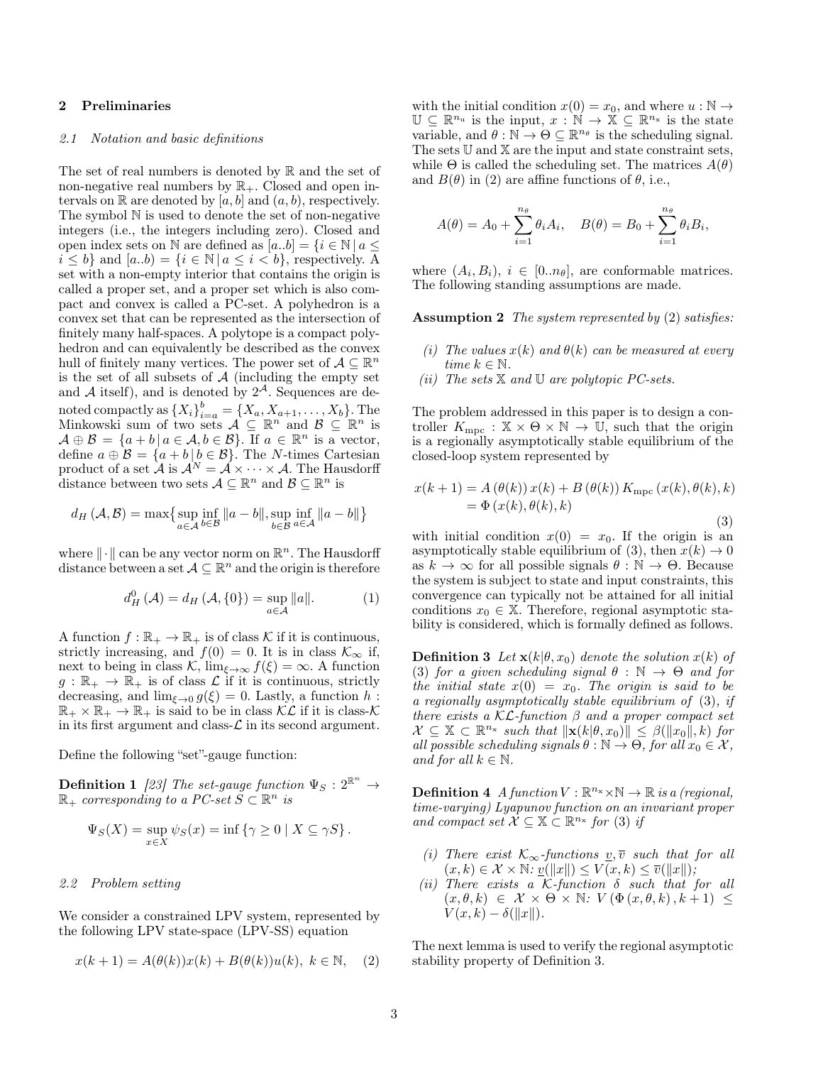## 2 Preliminaries

### 2.1 Notation and basic definitions

The set of real numbers is denoted by $\mathbb{R}$ and the set of non-negative real numbers by $\mathbb{R}_+$. Closed and open intervals on $\mathbb{R}$ are denoted by $[a,b]$ and $(a,b)$, respectively. The symbol $\mathbb{N}$ is used to denote the set of non-negative integers (i.e., the integers including zero). Closed and open index sets on $\mathbb{N}$ are defined as $[a..b] = \{i \in \mathbb{N} \,|\, a \leq i \leq b\}$ and $[a..b) = \{i \in \mathbb{N} \,|\, a \leq i < b\}$, respectively. A set with a non-empty interior that contains the origin is called a proper set, and a proper set which is also compact and convex is called a PC-set. A polyhedron is a convex set that can be represented as the intersection of finitely many half-spaces. A polytope is a compact polyhedron and can equivalently be described as the convex hull of finitely many vertices. The power set of $\mathcal{A} \subseteq \mathbb{R}^n$ is the set of all subsets of $\mathcal{A}$ (including the empty set and $\mathcal{A}$ itself), and is denoted by $2^{\mathcal{A}}$. Sequences are denoted compactly as $\{X_i\}_{i=a}^{b} = \{X_a, X_{a+1}, \ldots, X_b\}$. The Minkowski sum of two sets $\mathcal{A} \subseteq \mathbb{R}^n$ and $\mathcal{B} \subseteq \mathbb{R}^n$ is $\mathcal{A} \oplus \mathcal{B} = \{a + b \,|\, a \in \mathcal{A}, b \in \mathcal{B}\}$. If $a \in \mathbb{R}^n$ is a vector, define $a \oplus \mathcal{B} = \{a + b \,|\, b \in \mathcal{B}\}$. The $N$-times Cartesian product of a set $\mathcal{A}$ is $\mathcal{A}^N = \mathcal{A} \times \cdots \times \mathcal{A}$. The Hausdorff distance between two sets $\mathcal{A} \subseteq \mathbb{R}^n$ and $\mathcal{B} \subseteq \mathbb{R}^n$ is

$$d_H(\mathcal{A}, \mathcal{B}) = \max\big\{\sup_{a\in\mathcal{A}} \inf_{b\in\mathcal{B}} \|a-b\|, \sup_{b\in\mathcal{B}} \inf_{a\in\mathcal{A}} \|a-b\|\big\}$$

where $\|\cdot\|$ can be any vector norm on $\mathbb{R}^n$. The Hausdorff distance between a set $\mathcal{A} \subseteq \mathbb{R}^n$ and the origin is therefore

$$d_H^0(\mathcal{A}) = d_H(\mathcal{A}, \{0\}) = \sup_{a\in\mathcal{A}} \|a\|. \tag{1}$$

A function $f : \mathbb{R}_+ \to \mathbb{R}_+$ is of class $\mathcal{K}$ if it is continuous, strictly increasing, and $f(0) = 0$. It is in class $\mathcal{K}_\infty$ if, next to being in class $\mathcal{K}$, $\lim_{\xi\to\infty} f(\xi) = \infty$. A function $g : \mathbb{R}_+ \to \mathbb{R}_+$ is of class $\mathcal{L}$ if it is continuous, strictly decreasing, and $\lim_{\xi\to 0} g(\xi) = 0$. Lastly, a function $h : \mathbb{R}_+ \times \mathbb{R}_+ \to \mathbb{R}_+$ is said to be in class $\mathcal{KL}$ if it is class-$\mathcal{K}$ in its first argument and class-$\mathcal{L}$ in its second argument.

Define the following "set"-gauge function:

**Definition 1** *[23] The set-gauge function $\Psi_S : 2^{\mathbb{R}^n} \to \mathbb{R}_+$ corresponding to a PC-set $S \subset \mathbb{R}^n$ is*

$$\Psi_S(X) = \sup_{x\in X} \psi_S(x) = \inf\{\gamma \geq 0 \mid X \subseteq \gamma S\}.$$

### 2.2 Problem setting

We consider a constrained LPV system, represented by the following LPV state-space (LPV-SS) equation

$$x(k+1) = A(\theta(k))x(k) + B(\theta(k))u(k),\ k \in \mathbb{N}, \tag{2}$$

with the initial condition $x(0) = x_0$, and where $u : \mathbb{N} \to \mathbb{U} \subseteq \mathbb{R}^{n_u}$ is the input, $x : \mathbb{N} \to \mathbb{X} \subseteq \mathbb{R}^{n_x}$ is the state variable, and $\theta : \mathbb{N} \to \Theta \subseteq \mathbb{R}^{n_\theta}$ is the scheduling signal. The sets $\mathbb{U}$ and $\mathbb{X}$ are the input and state constraint sets, while $\Theta$ is called the scheduling set. The matrices $A(\theta)$ and $B(\theta)$ in (2) are affine functions of $\theta$, i.e.,

$$A(\theta) = A_0 + \sum_{i=1}^{n_\theta} \theta_i A_i, \quad B(\theta) = B_0 + \sum_{i=1}^{n_\theta} \theta_i B_i,$$

where $(A_i, B_i)$, $i \in [0..n_\theta]$, are conformable matrices. The following standing assumptions are made.

**Assumption 2** *The system represented by (2) satisfies:*

*(i) The values $x(k)$ and $\theta(k)$ can be measured at every time $k \in \mathbb{N}$.*

*(ii) The sets $\mathbb{X}$ and $\mathbb{U}$ are polytopic PC-sets.*

The problem addressed in this paper is to design a controller $K_{\text{mpc}} : \mathbb{X} \times \Theta \times \mathbb{N} \to \mathbb{U}$, such that the origin is a regionally asymptotically stable equilibrium of the closed-loop system represented by

$$\begin{aligned} x(k+1) &= A(\theta(k))\,x(k) + B(\theta(k))\,K_{\text{mpc}}(x(k), \theta(k), k) \\ &= \Phi(x(k), \theta(k), k) \end{aligned} \tag{3}$$

with initial condition $x(0) = x_0$. If the origin is an asymptotically stable equilibrium of (3), then $x(k) \to 0$ as $k \to \infty$ for all possible signals $\theta : \mathbb{N} \to \Theta$. Because the system is subject to state and input constraints, this convergence can typically not be attained for all initial conditions $x_0 \in \mathbb{X}$. Therefore, regional asymptotic stability is considered, which is formally defined as follows.

**Definition 3** *Let $\mathbf{x}(k|\theta, x_0)$ denote the solution $x(k)$ of (3) for a given scheduling signal $\theta : \mathbb{N} \to \Theta$ and for the initial state $x(0) = x_0$. The origin is said to be a regionally asymptotically stable equilibrium of (3), if there exists a $\mathcal{KL}$-function $\beta$ and a proper compact set $\mathcal{X} \subseteq \mathbb{X} \subset \mathbb{R}^{n_x}$ such that $\|\mathbf{x}(k|\theta, x_0)\| \leq \beta(\|x_0\|, k)$ for all possible scheduling signals $\theta : \mathbb{N} \to \Theta$, for all $x_0 \in \mathcal{X}$, and for all $k \in \mathbb{N}$.*

**Definition 4** *A function $V : \mathbb{R}^{n_x} \times \mathbb{N} \to \mathbb{R}$ is a (regional, time-varying) Lyapunov function on an invariant proper and compact set $\mathcal{X} \subseteq \mathbb{X} \subset \mathbb{R}^{n_x}$ for (3) if*

*(i) There exist $\mathcal{K}_\infty$-functions $\underline{v}, \overline{v}$ such that for all $(x,k) \in \mathcal{X} \times \mathbb{N}$: $\underline{v}(\|x\|) \leq V(x,k) \leq \overline{v}(\|x\|)$;*

*(ii) There exists a $\mathcal{K}$-function $\delta$ such that for all $(x, \theta, k) \in \mathcal{X} \times \Theta \times \mathbb{N}$: $V(\Phi(x, \theta, k), k+1) \leq V(x,k) - \delta(\|x\|)$.*

The next lemma is used to verify the regional asymptotic stability property of Definition 3.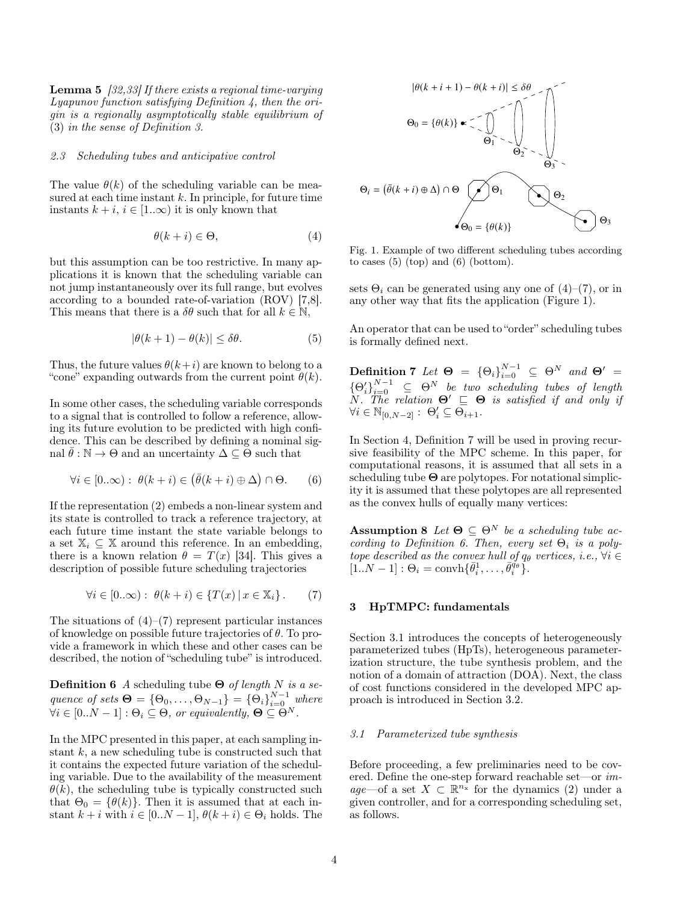**Lemma 5** *[32,33] If there exists a regional time-varying Lyapunov function satisfying Definition 4, then the origin is a regionally asymptotically stable equilibrium of (3) in the sense of Definition 3.*

### *2.3 Scheduling tubes and anticipative control*

The value $\theta(k)$ of the scheduling variable can be measured at each time instant $k$. In principle, for future time instants $k+i$, $i \in [1..\infty)$ it is only known that

$$\theta(k+i) \in \Theta, \tag{4}$$

but this assumption can be too restrictive. In many applications it is known that the scheduling variable can not jump instantaneously over its full range, but evolves according to a bounded rate-of-variation (ROV) [7,8]. This means that there is a $\delta\theta$ such that for all $k \in \mathbb{N}$,

$$|\theta(k+1) - \theta(k)| \leq \delta\theta. \tag{5}$$

Thus, the future values $\theta(k+i)$ are known to belong to a "cone" expanding outwards from the current point $\theta(k)$.

In some other cases, the scheduling variable corresponds to a signal that is controlled to follow a reference, allowing its future evolution to be predicted with high confidence. This can be described by defining a nominal signal $\bar{\theta} : \mathbb{N} \to \Theta$ and an uncertainty $\Delta \subseteq \Theta$ such that

$$\forall i \in [0..\infty) : \; \theta(k+i) \in \left(\bar{\theta}(k+i) \oplus \Delta\right) \cap \Theta. \tag{6}$$

If the representation (2) embeds a non-linear system and its state is controlled to track a reference trajectory, at each future time instant the state variable belongs to a set $\mathbb{X}_i \subseteq \mathbb{X}$ around this reference. In an embedding, there is a known relation $\theta = T(x)$ [34]. This gives a description of possible future scheduling trajectories

$$\forall i \in [0..\infty) : \; \theta(k+i) \in \{T(x) \,|\, x \in \mathbb{X}_i\}. \tag{7}$$

The situations of (4)–(7) represent particular instances of knowledge on possible future trajectories of $\theta$. To provide a framework in which these and other cases can be described, the notion of "scheduling tube" is introduced.

**Definition 6** *A* scheduling tube $\boldsymbol{\Theta}$ *of length $N$ is a sequence of sets $\boldsymbol{\Theta} = \{\Theta_0, \ldots, \Theta_{N-1}\} = \{\Theta_i\}_{i=0}^{N-1}$ where $\forall i \in [0..N-1] : \Theta_i \subseteq \Theta$, or equivalently, $\boldsymbol{\Theta} \subseteq \Theta^N$.*

In the MPC presented in this paper, at each sampling instant $k$, a new scheduling tube is constructed such that it contains the expected future variation of the scheduling variable. Due to the availability of the measurement $\theta(k)$, the scheduling tube is typically constructed such that $\Theta_0 = \{\theta(k)\}$. Then it is assumed that at each instant $k+i$ with $i \in [0..N-1]$, $\theta(k+i) \in \Theta_i$ holds. The sets $\Theta_i$ can be generated using any one of (4)–(7), or in any other way that fits the application (Figure 1).

Fig. 1. Example of two different scheduling tubes according to cases (5) (top) and (6) (bottom).

An operator that can be used to "order" scheduling tubes is formally defined next.

**Definition 7** *Let $\boldsymbol{\Theta} = \{\Theta_i\}_{i=0}^{N-1} \subseteq \Theta^N$ and $\boldsymbol{\Theta}' = \{\Theta'_i\}_{i=0}^{N-1} \subseteq \Theta^N$ be two scheduling tubes of length $N$. The relation $\boldsymbol{\Theta}' \sqsubseteq \boldsymbol{\Theta}$ is satisfied if and only if $\forall i \in \mathbb{N}_{[0,N-2]} : \; \Theta'_i \subseteq \Theta_{i+1}$.*

In Section 4, Definition 7 will be used in proving recursive feasibility of the MPC scheme. In this paper, for computational reasons, it is assumed that all sets in a scheduling tube $\boldsymbol{\Theta}$ are polytopes. For notational simplicity it is assumed that these polytopes are all represented as the convex hulls of equally many vertices:

**Assumption 8** *Let $\boldsymbol{\Theta} \subseteq \Theta^N$ be a scheduling tube according to Definition 6. Then, every set $\Theta_i$ is a polytope described as the convex hull of $q_\theta$ vertices, i.e., $\forall i \in [1..N-1] : \Theta_i = \mathrm{convh}\{\bar{\theta}_i^1, \ldots, \bar{\theta}_i^{q_\theta}\}$.*

## 3 HpTMPC: fundamentals

Section 3.1 introduces the concepts of heterogeneously parameterized tubes (HpTs), heterogeneous parameterization structure, the tube synthesis problem, and the notion of a domain of attraction (DOA). Next, the class of cost functions considered in the developed MPC approach is introduced in Section 3.2.

### *3.1 Parameterized tube synthesis*

Before proceeding, a few preliminaries need to be covered. Define the one-step forward reachable set—or *image*—of a set $X \subset \mathbb{R}^{n_x}$ for the dynamics (2) under a given controller, and for a corresponding scheduling set, as follows.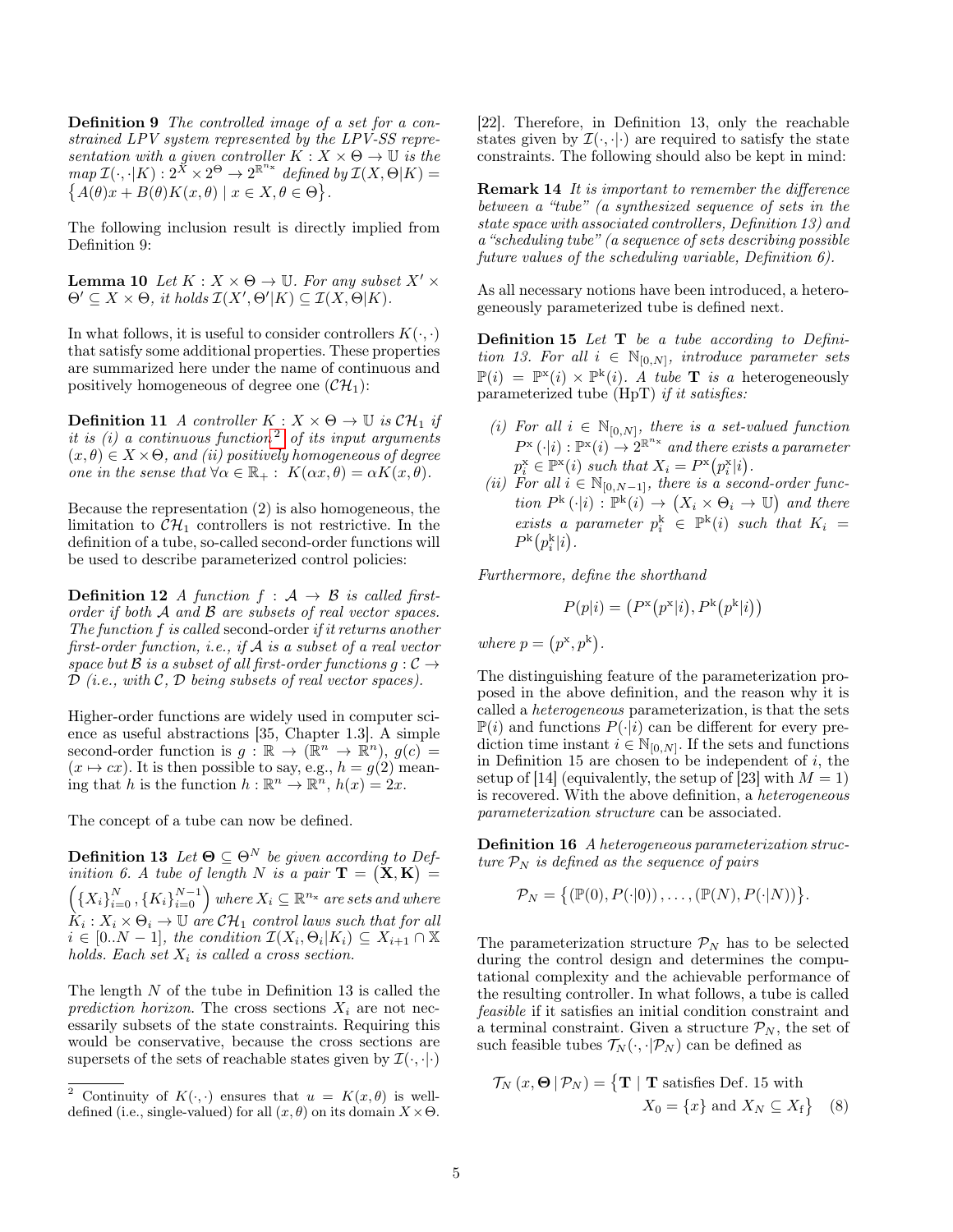**Definition 9** *The controlled image of a set for a constrained LPV system represented by the LPV-SS representation with a given controller $K : X \times \Theta \to \mathbb{U}$ is the map $\mathcal{I}(\cdot, \cdot|K) : 2^X \times 2^\Theta \to 2^{\mathbb{R}^{n_x}}$ defined by $\mathcal{I}(X, \Theta|K) = \{A(\theta)x + B(\theta)K(x, \theta) \mid x \in X, \theta \in \Theta\}$.*

The following inclusion result is directly implied from Definition 9:

**Lemma 10** *Let $K : X \times \Theta \to \mathbb{U}$. For any subset $X' \times \Theta' \subseteq X \times \Theta$, it holds $\mathcal{I}(X', \Theta'|K) \subseteq \mathcal{I}(X, \Theta|K)$.*

In what follows, it is useful to consider controllers $K(\cdot, \cdot)$ that satisfy some additional properties. These properties are summarized here under the name of continuous and positively homogeneous of degree one ($\mathcal{CH}_1$):

**Definition 11** *A controller $K : X \times \Theta \to \mathbb{U}$ is $\mathcal{CH}_1$ if it is (i) a continuous function[2] of its input arguments $(x, \theta) \in X \times \Theta$, and (ii) positively homogeneous of degree one in the sense that $\forall \alpha \in \mathbb{R}_+ : K(\alpha x, \theta) = \alpha K(x, \theta)$.*

Because the representation (2) is also homogeneous, the limitation to $\mathcal{CH}_1$ controllers is not restrictive. In the definition of a tube, so-called second-order functions will be used to describe parameterized control policies:

**Definition 12** *A function $f : \mathcal{A} \to \mathcal{B}$ is called first-order if both $\mathcal{A}$ and $\mathcal{B}$ are subsets of real vector spaces. The function $f$ is called* second-order *if it returns another first-order function, i.e., if $\mathcal{A}$ is a subset of a real vector space but $\mathcal{B}$ is a subset of all first-order functions $g : \mathcal{C} \to \mathcal{D}$ (i.e., with $\mathcal{C}$, $\mathcal{D}$ being subsets of real vector spaces).*

Higher-order functions are widely used in computer science as useful abstractions [35, Chapter 1.3]. A simple second-order function is $g : \mathbb{R} \to (\mathbb{R}^n \to \mathbb{R}^n)$, $g(c) = (x \mapsto cx)$. It is then possible to say, e.g., $h = g(2)$ meaning that $h$ is the function $h : \mathbb{R}^n \to \mathbb{R}^n$, $h(x) = 2x$.

The concept of a tube can now be defined.

**Definition 13** *Let $\mathbf{\Theta} \subseteq \Theta^N$ be given according to Definition 6. A tube of length $N$ is a pair $\mathbf{T} = (\mathbf{X}, \mathbf{K}) = \left(\{X_i\}_{i=0}^N, \{K_i\}_{i=0}^{N-1}\right)$ where $X_i \subseteq \mathbb{R}^{n_x}$ are sets and where $K_i : X_i \times \Theta_i \to \mathbb{U}$ are $\mathcal{CH}_1$ control laws such that for all $i \in [0..N-1]$, the condition $\mathcal{I}(X_i, \Theta_i|K_i) \subseteq X_{i+1} \cap \mathbb{X}$ holds. Each set $X_i$ is called a cross section.*

The length $N$ of the tube in Definition 13 is called the *prediction horizon*. The cross sections $X_i$ are not necessarily subsets of the state constraints. Requiring this would be conservative, because the cross sections are supersets of the sets of reachable states given by $\mathcal{I}(\cdot, \cdot|\cdot)$ [22]. Therefore, in Definition 13, only the reachable states given by $\mathcal{I}(\cdot, \cdot|\cdot)$ are required to satisfy the state constraints. The following should also be kept in mind:

[2] Continuity of $K(\cdot, \cdot)$ ensures that $u = K(x, \theta)$ is well-defined (i.e., single-valued) for all $(x, \theta)$ on its domain $X \times \Theta$.

**Remark 14** *It is important to remember the difference between a "tube" (a synthesized sequence of sets in the state space with associated controllers, Definition 13) and a "scheduling tube" (a sequence of sets describing possible future values of the scheduling variable, Definition 6).*

As all necessary notions have been introduced, a heterogeneously parameterized tube is defined next.

**Definition 15** *Let $\mathbf{T}$ be a tube according to Definition 13. For all $i \in \mathbb{N}_{[0,N]}$, introduce parameter sets $\mathbb{P}(i) = \mathbb{P}^x(i) \times \mathbb{P}^k(i)$. A tube $\mathbf{T}$ is a* heterogeneously parameterized tube (HpT) *if it satisfies:*

*(i) For all $i \in \mathbb{N}_{[0,N]}$, there is a set-valued function $P^x(\cdot|i) : \mathbb{P}^x(i) \to 2^{\mathbb{R}^{n_x}}$ and there exists a parameter $p_i^x \in \mathbb{P}^x(i)$ such that $X_i = P^x(p_i^x|i)$.*
*(ii) For all $i \in \mathbb{N}_{[0,N-1]}$, there is a second-order function $P^k(\cdot|i) : \mathbb{P}^k(i) \to (X_i \times \Theta_i \to \mathbb{U})$ and there exists a parameter $p_i^k \in \mathbb{P}^k(i)$ such that $K_i = P^k(p_i^k|i)$.*

*Furthermore, define the shorthand*

$$P(p|i) = \left(P^x(p^x|i), P^k(p^k|i)\right)$$

*where $p = (p^x, p^k)$.*

The distinguishing feature of the parameterization proposed in the above definition, and the reason why it is called a *heterogeneous* parameterization, is that the sets $\mathbb{P}(i)$ and functions $P(\cdot|i)$ can be different for every prediction time instant $i \in \mathbb{N}_{[0,N]}$. If the sets and functions in Definition 15 are chosen to be independent of $i$, the setup of [14] (equivalently, the setup of [23] with $M = 1$) is recovered. With the above definition, a *heterogeneous parameterization structure* can be associated.

**Definition 16** *A heterogeneous parameterization structure $\mathcal{P}_N$ is defined as the sequence of pairs*

$$\mathcal{P}_N = \{(\mathbb{P}(0), P(\cdot|0)), \ldots, (\mathbb{P}(N), P(\cdot|N))\}.$$

The parameterization structure $\mathcal{P}_N$ has to be selected during the control design and determines the computational complexity and the achievable performance of the resulting controller. In what follows, a tube is called *feasible* if it satisfies an initial condition constraint and a terminal constraint. Given a structure $\mathcal{P}_N$, the set of such feasible tubes $\mathcal{T}_N(\cdot, \cdot|\mathcal{P}_N)$ can be defined as

$$\mathcal{T}_N(x, \mathbf{\Theta} \mid \mathcal{P}_N) = \{\mathbf{T} \mid \mathbf{T} \text{ satisfies Def. 15 with } X_0 = \{x\} \text{ and } X_N \subseteq X_f\} \quad (8)$$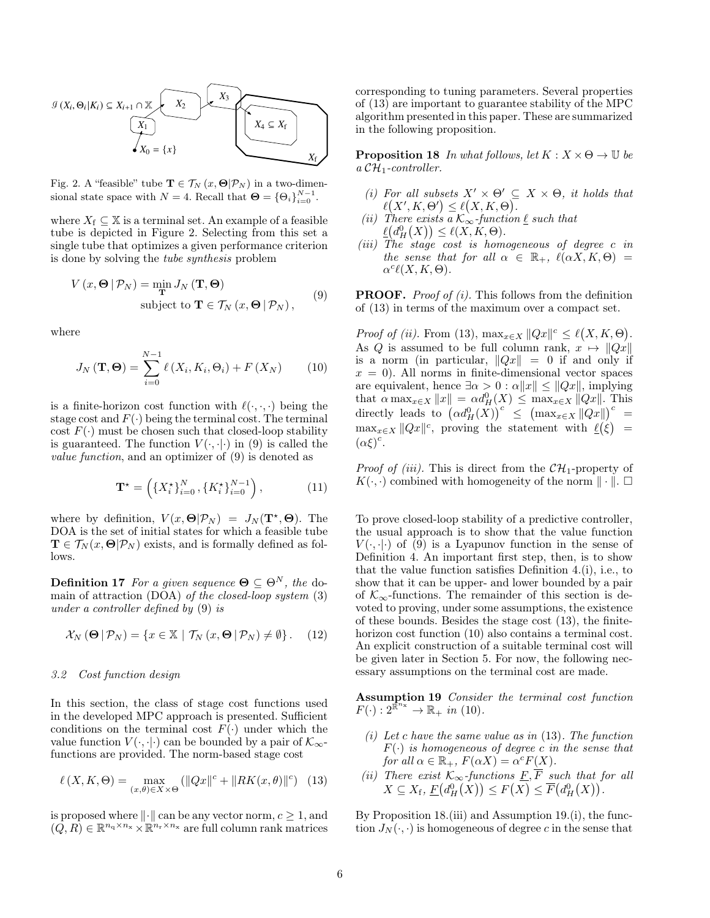Fig. 2. A "feasible" tube $\mathbf{T} \in \mathcal{T}_N(x, \mathbf{\Theta}|\mathcal{P}_N)$ in a two-dimensional state space with $N = 4$. Recall that $\mathbf{\Theta} = \{\Theta_i\}_{i=0}^{N-1}$.

where $X_f \subseteq \mathbb{X}$ is a terminal set. An example of a feasible tube is depicted in Figure 2. Selecting from this set a single tube that optimizes a given performance criterion is done by solving the *tube synthesis* problem

$$V(x, \mathbf{\Theta} \mid \mathcal{P}_N) = \min_{\mathbf{T}} J_N(\mathbf{T}, \mathbf{\Theta}) \quad \text{subject to } \mathbf{T} \in \mathcal{T}_N(x, \mathbf{\Theta} \mid \mathcal{P}_N), \tag{9}$$

where

$$J_N(\mathbf{T}, \mathbf{\Theta}) = \sum_{i=0}^{N-1} \ell(X_i, K_i, \Theta_i) + F(X_N) \tag{10}$$

is a finite-horizon cost function with $\ell(\cdot,\cdot,\cdot)$ being the stage cost and $F(\cdot)$ being the terminal cost. The terminal cost $F(\cdot)$ must be chosen such that closed-loop stability is guaranteed. The function $V(\cdot,\cdot|\cdot)$ in (9) is called the *value function*, and an optimizer of (9) is denoted as

$$\mathbf{T}^\star = \left(\{X_i^\star\}_{i=0}^{N}, \{K_i^\star\}_{i=0}^{N-1}\right), \tag{11}$$

where by definition, $V(x, \mathbf{\Theta}|\mathcal{P}_N) = J_N(\mathbf{T}^\star, \mathbf{\Theta})$. The DOA is the set of initial states for which a feasible tube $\mathbf{T} \in \mathcal{T}_N(x, \mathbf{\Theta}|\mathcal{P}_N)$ exists, and is formally defined as follows.

**Definition 17** *For a given sequence $\mathbf{\Theta} \subseteq \Theta^N$, the* domain of attraction (DOA) *of the closed-loop system* (3) *under a controller defined by* (9) *is*

$$\mathcal{X}_N(\mathbf{\Theta} \mid \mathcal{P}_N) = \{x \in \mathbb{X} \mid \mathcal{T}_N(x, \mathbf{\Theta} \mid \mathcal{P}_N) \neq \emptyset\}. \tag{12}$$

### 3.2 Cost function design

In this section, the class of stage cost functions used in the developed MPC approach is presented. Sufficient conditions on the terminal cost $F(\cdot)$ under which the value function $V(\cdot,\cdot|\cdot)$ can be bounded by a pair of $\mathcal{K}_\infty$-functions are provided. The norm-based stage cost

$$\ell(X, K, \Theta) = \max_{(x,\theta)\in X\times\Theta} \left(\|Qx\|^c + \|RK(x,\theta)\|^c\right) \tag{13}$$

is proposed where $\|\cdot\|$ can be any vector norm, $c \geq 1$, and $(Q, R) \in \mathbb{R}^{n_q\times n_x} \times \mathbb{R}^{n_r\times n_x}$ are full column rank matrices corresponding to tuning parameters. Several properties of (13) are important to guarantee stability of the MPC algorithm presented in this paper. These are summarized in the following proposition.

**Proposition 18** *In what follows, let $K : X \times \Theta \to \mathbb{U}$ be a $\mathcal{CH}_1$-controller.*

*(i) For all subsets $X' \times \Theta' \subseteq X \times \Theta$, it holds that $\ell(X', K, \Theta') \leq \ell(X, K, \Theta)$.*
*(ii) There exists a $\mathcal{K}_\infty$-function $\underline{\ell}$ such that $\underline{\ell}(d_H^0(X)) \leq \ell(X, K, \Theta)$.*
*(iii) The stage cost is homogeneous of degree $c$ in the sense that for all $\alpha \in \mathbb{R}_+$, $\ell(\alpha X, K, \Theta) = \alpha^c \ell(X, K, \Theta)$.*

**PROOF.** *Proof of (i).* This follows from the definition of (13) in terms of the maximum over a compact set.

*Proof of (ii).* From (13), $\max_{x\in X} \|Qx\|^c \leq \ell(X, K, \Theta)$. As $Q$ is assumed to be full column rank, $x \mapsto \|Qx\|$ is a norm (in particular, $\|Qx\| = 0$ if and only if $x = 0$). All norms in finite-dimensional vector spaces are equivalent, hence $\exists \alpha > 0 : \alpha\|x\| \leq \|Qx\|$, implying that $\alpha \max_{x\in X} \|x\| = \alpha d_H^0(X) \leq \max_{x\in X} \|Qx\|$. This directly leads to $\left(\alpha d_H^0(X)\right)^c \leq \left(\max_{x\in X} \|Qx\|\right)^c = \max_{x\in X} \|Qx\|^c$, proving the statement with $\underline{\ell}(\xi) = (\alpha\xi)^c$.

*Proof of (iii).* This is direct from the $\mathcal{CH}_1$-property of $K(\cdot,\cdot)$ combined with homogeneity of the norm $\|\cdot\|$. □

To prove closed-loop stability of a predictive controller, the usual approach is to show that the value function $V(\cdot,\cdot|\cdot)$ of (9) is a Lyapunov function in the sense of Definition 4. An important first step, then, is to show that the value function satisfies Definition 4.(i), i.e., to show that it can be upper- and lower bounded by a pair of $\mathcal{K}_\infty$-functions. The remainder of this section is devoted to proving, under some assumptions, the existence of these bounds. Besides the stage cost (13), the finite-horizon cost function (10) also contains a terminal cost. An explicit construction of a suitable terminal cost will be given later in Section 5. For now, the following necessary assumptions on the terminal cost are made.

**Assumption 19** *Consider the terminal cost function $F(\cdot) : 2^{\mathbb{R}^{n_x}} \to \mathbb{R}_+$ in* (10).

*(i) Let $c$ have the same value as in* (13). *The function $F(\cdot)$ is homogeneous of degree $c$ in the sense that for all $\alpha \in \mathbb{R}_+$, $F(\alpha X) = \alpha^c F(X)$.*
*(ii) There exist $\mathcal{K}_\infty$-functions $\underline{F}, \overline{F}$ such that for all $X \subseteq X_f$, $\underline{F}(d_H^0(X)) \leq F(X) \leq \overline{F}(d_H^0(X))$.*

By Proposition 18.(iii) and Assumption 19.(i), the function $J_N(\cdot,\cdot)$ is homogeneous of degree $c$ in the sense that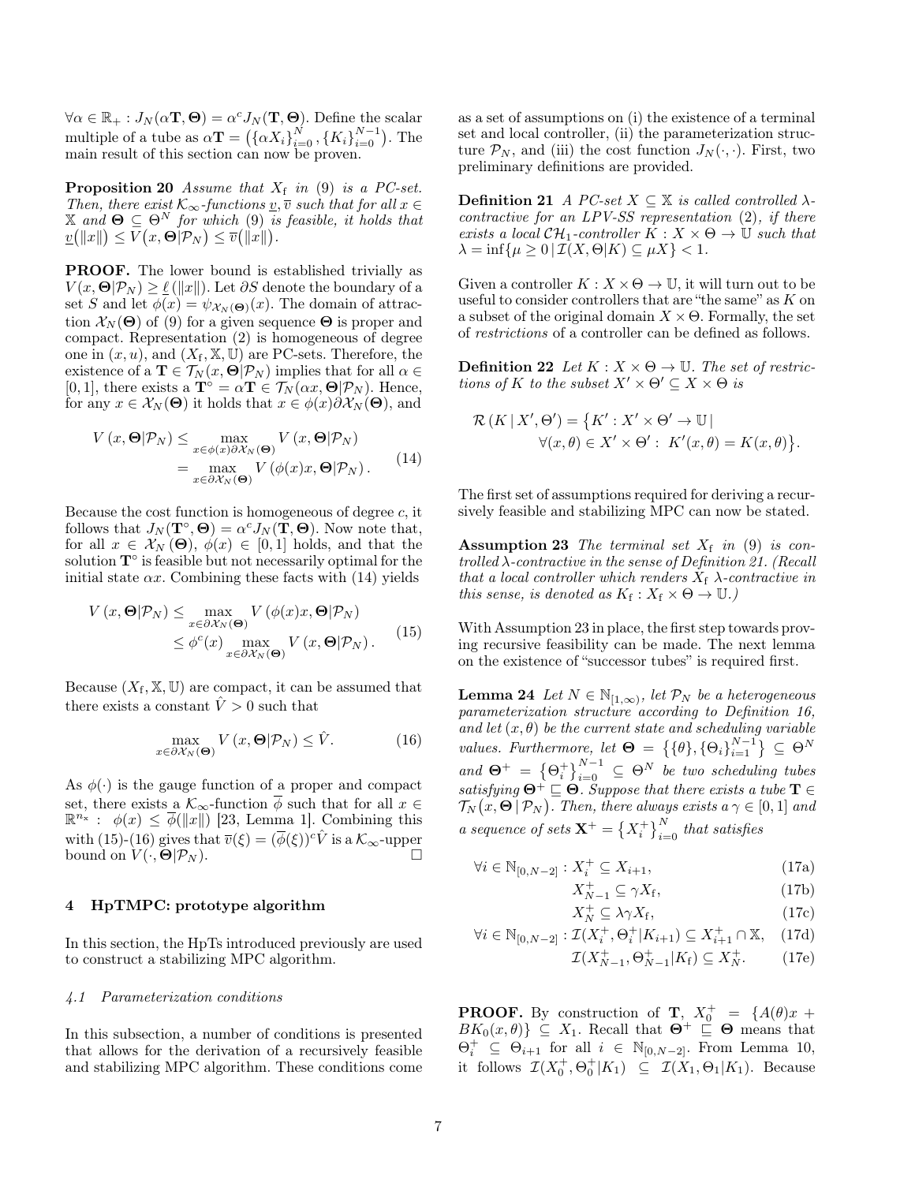$\forall \alpha \in \mathbb{R}_+ : J_N(\alpha \mathbf{T}, \mathbf{\Theta}) = \alpha^c J_N(\mathbf{T}, \mathbf{\Theta})$. Define the scalar multiple of a tube as $\alpha \mathbf{T} = \left(\{\alpha X_i\}_{i=0}^{N}, \{K_i\}_{i=0}^{N-1}\right)$. The main result of this section can now be proven.

**Proposition 20** *Assume that $X_\mathrm{f}$ in (9) is a PC-set. Then, there exist $\mathcal{K}_\infty$-functions $\underline{v}, \overline{v}$ such that for all $x \in \mathbb{X}$ and $\mathbf{\Theta} \subseteq \Theta^N$ for which (9) is feasible, it holds that $\underline{v}(\|x\|) \leq V(x, \mathbf{\Theta}|\mathcal{P}_N) \leq \overline{v}(\|x\|)$.*

**PROOF.** The lower bound is established trivially as $V(x, \mathbf{\Theta}|\mathcal{P}_N) \geq \underline{\ell}(\|x\|)$. Let $\partial S$ denote the boundary of a set $S$ and let $\phi(x) = \psi_{\mathcal{X}_N(\mathbf{\Theta})}(x)$. The domain of attraction $\mathcal{X}_N(\mathbf{\Theta})$ of (9) for a given sequence $\mathbf{\Theta}$ is proper and compact. Representation (2) is homogeneous of degree one in $(x, u)$, and $(X_\mathrm{f}, \mathbb{X}, \mathbb{U})$ are PC-sets. Therefore, the existence of a $\mathbf{T} \in \mathcal{T}_N(x, \mathbf{\Theta}|\mathcal{P}_N)$ implies that for all $\alpha \in [0, 1]$, there exists a $\mathbf{T}^\circ = \alpha \mathbf{T} \in \mathcal{T}_N(\alpha x, \mathbf{\Theta}|\mathcal{P}_N)$. Hence, for any $x \in \mathcal{X}_N(\mathbf{\Theta})$ it holds that $x \in \phi(x)\partial\mathcal{X}_N(\mathbf{\Theta})$, and

$$
\begin{aligned}
V(x, \mathbf{\Theta}|\mathcal{P}_N) &\leq \max_{x \in \phi(x)\partial\mathcal{X}_N(\mathbf{\Theta})} V(x, \mathbf{\Theta}|\mathcal{P}_N) \\
&= \max_{x \in \partial\mathcal{X}_N(\mathbf{\Theta})} V(\phi(x)x, \mathbf{\Theta}|\mathcal{P}_N).
\end{aligned} \tag{14}
$$

Because the cost function is homogeneous of degree $c$, it follows that $J_N(\mathbf{T}^\circ, \mathbf{\Theta}) = \alpha^c J_N(\mathbf{T}, \mathbf{\Theta})$. Now note that, for all $x \in \mathcal{X}_N(\mathbf{\Theta})$, $\phi(x) \in [0, 1]$ holds, and that the solution $\mathbf{T}^\circ$ is feasible but not necessarily optimal for the initial state $\alpha x$. Combining these facts with (14) yields

$$
\begin{aligned}
V(x, \mathbf{\Theta}|\mathcal{P}_N) &\leq \max_{x \in \partial\mathcal{X}_N(\mathbf{\Theta})} V(\phi(x)x, \mathbf{\Theta}|\mathcal{P}_N) \\
&\leq \phi^c(x) \max_{x \in \partial\mathcal{X}_N(\mathbf{\Theta})} V(x, \mathbf{\Theta}|\mathcal{P}_N).
\end{aligned} \tag{15}
$$

Because $(X_\mathrm{f}, \mathbb{X}, \mathbb{U})$ are compact, it can be assumed that there exists a constant $\hat{V} > 0$ such that

$$
\max_{x \in \partial\mathcal{X}_N(\mathbf{\Theta})} V(x, \mathbf{\Theta}|\mathcal{P}_N) \leq \hat{V}. \tag{16}
$$

As $\phi(\cdot)$ is the gauge function of a proper and compact set, there exists a $\mathcal{K}_\infty$-function $\overline{\phi}$ such that for all $x \in \mathbb{R}^{n_\mathrm{x}}$ : $\phi(x) \leq \overline{\phi}(\|x\|)$ [23, Lemma 1]. Combining this with (15)-(16) gives that $\overline{v}(\xi) = (\overline{\phi}(\xi))^c \hat{V}$ is a $\mathcal{K}_\infty$-upper bound on $V(\cdot, \mathbf{\Theta}|\mathcal{P}_N)$. □

## 4 HpTMPC: prototype algorithm

In this section, the HpTs introduced previously are used to construct a stabilizing MPC algorithm.

### 4.1 Parameterization conditions

In this subsection, a number of conditions is presented that allows for the derivation of a recursively feasible and stabilizing MPC algorithm. These conditions come as a set of assumptions on (i) the existence of a terminal set and local controller, (ii) the parameterization structure $\mathcal{P}_N$, and (iii) the cost function $J_N(\cdot, \cdot)$. First, two preliminary definitions are provided.

**Definition 21** *A PC-set $X \subseteq \mathbb{X}$ is called controlled $\lambda$-contractive for an LPV-SS representation (2), if there exists a local $\mathcal{CH}_1$-controller $K : X \times \Theta \to \mathbb{U}$ such that $\lambda = \inf\{\mu \geq 0 \,|\, \mathcal{I}(X, \Theta|K) \subseteq \mu X\} < 1$.*

Given a controller $K : X \times \Theta \to \mathbb{U}$, it will turn out to be useful to consider controllers that are "the same" as $K$ on a subset of the original domain $X \times \Theta$. Formally, the set of *restrictions* of a controller can be defined as follows.

**Definition 22** *Let $K : X \times \Theta \to \mathbb{U}$. The set of restrictions of $K$ to the subset $X' \times \Theta' \subseteq X \times \Theta$ is*

$$
\begin{aligned}
\mathcal{R}(K \,|\, X', \Theta') = \big\{K' : X' \times \Theta' \to \mathbb{U} \,|\, \\
\forall (x, \theta) \in X' \times \Theta' : \; K'(x, \theta) = K(x, \theta)\big\}.
\end{aligned}
$$

The first set of assumptions required for deriving a recursively feasible and stabilizing MPC can now be stated.

**Assumption 23** *The terminal set $X_\mathrm{f}$ in (9) is controlled $\lambda$-contractive in the sense of Definition 21. (Recall that a local controller which renders $X_\mathrm{f}$ $\lambda$-contractive in this sense, is denoted as $K_\mathrm{f} : X_\mathrm{f} \times \Theta \to \mathbb{U}$.)*

With Assumption 23 in place, the first step towards proving recursive feasibility can be made. The next lemma on the existence of "successor tubes" is required first.

**Lemma 24** *Let $N \in \mathbb{N}_{[1,\infty)}$, let $\mathcal{P}_N$ be a heterogeneous parameterization structure according to Definition 16, and let $(x, \theta)$ be the current state and scheduling variable values. Furthermore, let $\mathbf{\Theta} = \big\{\{\theta\}, \{\Theta_i\}_{i=1}^{N-1}\big\} \subseteq \Theta^N$ and $\mathbf{\Theta}^+ = \big\{\Theta_i^+\big\}_{i=0}^{N-1} \subseteq \Theta^N$ be two scheduling tubes satisfying $\mathbf{\Theta}^+ \sqsubseteq \mathbf{\Theta}$. Suppose that there exists a tube $\mathbf{T} \in \mathcal{T}_N\big(x, \mathbf{\Theta} \,|\, \mathcal{P}_N\big)$. Then, there always exists a $\gamma \in [0, 1]$ and a sequence of sets $\mathbf{X}^+ = \big\{X_i^+\big\}_{i=0}^{N}$ that satisfies*

$$
\begin{aligned}
\forall i \in \mathbb{N}_{[0,N-2]} : X_i^+ &\subseteq X_{i+1}, &(17a)\\
X_{N-1}^+ &\subseteq \gamma X_\mathrm{f}, &(17b)\\
X_N^+ &\subseteq \lambda\gamma X_\mathrm{f}, &(17c)\\
\forall i \in \mathbb{N}_{[0,N-2]} : \mathcal{I}(X_i^+, \Theta_i^+|K_{i+1}) &\subseteq X_{i+1}^+ \cap \mathbb{X}, &(17d)\\
\mathcal{I}(X_{N-1}^+, \Theta_{N-1}^+|K_\mathrm{f}) &\subseteq X_N^+. &(17e)
\end{aligned}
$$

**PROOF.** By construction of $\mathbf{T}$, $X_0^+ = \{A(\theta)x + BK_0(x, \theta)\} \subseteq X_1$. Recall that $\mathbf{\Theta}^+ \sqsubseteq \mathbf{\Theta}$ means that $\Theta_i^+ \subseteq \Theta_{i+1}$ for all $i \in \mathbb{N}_{[0,N-2]}$. From Lemma 10, it follows $\mathcal{I}(X_0^+, \Theta_0^+|K_1) \subseteq \mathcal{I}(X_1, \Theta_1|K_1)$. Because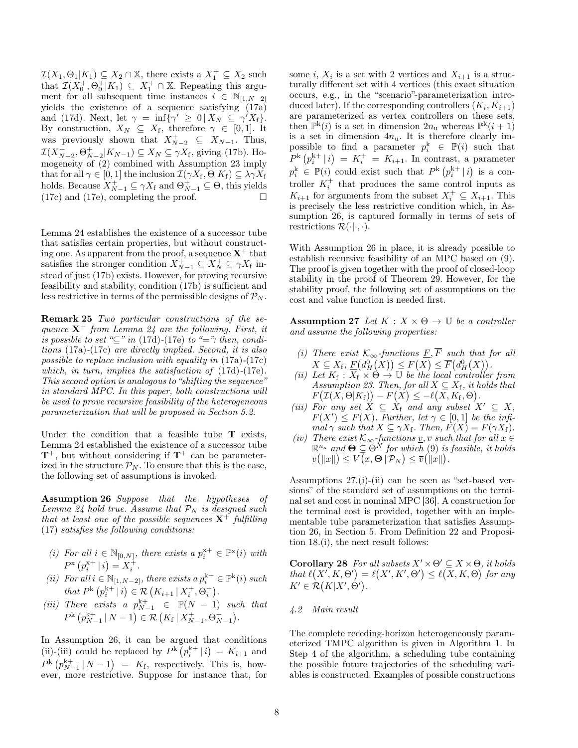$\mathcal{I}(X_1, \Theta_1 | K_1) \subseteq X_2 \cap \mathbb{X}$, there exists a $X_1^+ \subseteq X_2$ such that $\mathcal{I}(X_0^+, \Theta_0^+ | K_1) \subseteq X_1^+ \cap \mathbb{X}$. Repeating this argument for all subsequent time instances $i \in \mathbb{N}_{[1,N-2]}$ yields the existence of a sequence satisfying (17a) and (17d). Next, let $\gamma = \inf\{\gamma' \geq 0 \,|\, X_N \subseteq \gamma' X_{\mathrm{f}}\}$. By construction, $X_N \subseteq X_{\mathrm{f}}$, therefore $\gamma \in [0, 1]$. It was previously shown that $X_{N-2}^+ \subseteq X_{N-1}$. Thus, $\mathcal{I}(X_{N-2}^+, \Theta_{N-2}^+ | K_{N-1}) \subseteq X_N \subseteq \gamma X_{\mathrm{f}}$, giving (17b). Homogeneity of (2) combined with Assumption 23 imply that for all $\gamma \in [0, 1]$ the inclusion $\mathcal{I}(\gamma X_{\mathrm{f}}, \Theta | K_{\mathrm{f}}) \subseteq \lambda \gamma X_{\mathrm{f}}$ holds. Because $X_{N-1}^+ \subseteq \gamma X_{\mathrm{f}}$ and $\Theta_{N-1}^+ \subseteq \Theta$, this yields (17c) and (17e), completing the proof. □

Lemma 24 establishes the existence of a successor tube that satisfies certain properties, but without constructing one. As apparent from the proof, a sequence $\mathbf{X}^+$ that satisfies the stronger condition $X_{N-1}^+ \subseteq X_N^+ \subseteq \gamma X_{\mathrm{f}}$ instead of just (17b) exists. However, for proving recursive feasibility and stability, condition (17b) is sufficient and less restrictive in terms of the permissible designs of $\mathcal{P}_N$.

**Remark 25** *Two particular constructions of the sequence $\mathbf{X}^+$ from Lemma 24 are the following. First, it is possible to set "$\subseteq$" in* (17d)-(17e) *to "$=$": then, conditions* (17a)-(17c) *are directly implied. Second, it is also possible to replace inclusion with equality in* (17a)-(17c) *which, in turn, implies the satisfaction of* (17d)-(17e)*. This second option is analogous to "shifting the sequence" in standard MPC. In this paper, both constructions will be used to prove recursive feasibility of the heterogeneous parameterization that will be proposed in Section 5.2.*

Under the condition that a feasible tube $\mathbf{T}$ exists, Lemma 24 established the existence of a successor tube $\mathbf{T}^+$, but without considering if $\mathbf{T}^+$ can be parameterized in the structure $\mathcal{P}_N$. To ensure that this is the case, the following set of assumptions is invoked.

**Assumption 26** *Suppose that the hypotheses of Lemma 24 hold true. Assume that $\mathcal{P}_N$ is designed such that at least one of the possible sequences $\mathbf{X}^+$ fulfilling* (17) *satisfies the following conditions:*

*(i) For all $i \in \mathbb{N}_{[0,N]}$, there exists a $p_i^{\mathrm{x}+} \in \mathbb{P}^{\mathrm{x}}(i)$ with $P^{\mathrm{x}}(p_i^{\mathrm{x}+} \,|\, i) = X_i^+$.*

*(ii) For all $i \in \mathbb{N}_{[1,N-2]}$, there exists a $p_i^{\mathrm{k}+} \in \mathbb{P}^{\mathrm{k}}(i)$ such that $P^{\mathrm{k}}(p_i^{\mathrm{k}+} \,|\, i) \in \mathcal{R}(K_{i+1} \,|\, X_i^+, \Theta_i^+)$.*

*(iii) There exists a $p_{N-1}^{\mathrm{k}+} \in \mathbb{P}(N-1)$ such that $P^{\mathrm{k}}(p_{N-1}^{\mathrm{k}+} \,|\, N-1) \in \mathcal{R}(K_{\mathrm{f}} \,|\, X_{N-1}^+, \Theta_{N-1}^+)$.*

In Assumption 26, it can be argued that conditions (ii)-(iii) could be replaced by $P^{\mathrm{k}}(p_i^{\mathrm{k}+} \,|\, i) = K_{i+1}$ and $P^{\mathrm{k}}(p_{N-1}^{\mathrm{k}+} \,|\, N-1) = K_{\mathrm{f}}$, respectively. This is, however, more restrictive. Suppose for instance that, for some $i$, $X_i$ is a set with 2 vertices and $X_{i+1}$ is a structurally different set with 4 vertices (this exact situation occurs, e.g., in the "scenario"-parameterization introduced later). If the corresponding controllers $(K_i, K_{i+1})$ are parameterized as vertex controllers on these sets, then $\mathbb{P}^{\mathrm{k}}(i)$ is a set in dimension $2n_{\mathrm{u}}$ whereas $\mathbb{P}^{\mathrm{k}}(i+1)$ is a set in dimension $4n_{\mathrm{u}}$. It is therefore clearly impossible to find a parameter $p_i^{\mathrm{k}} \in \mathbb{P}(i)$ such that $P^{\mathrm{k}}(p_i^{\mathrm{k}+} \,|\, i) = K_i^+ = K_{i+1}$. In contrast, a parameter $p_i^{\mathrm{k}} \in \mathbb{P}(i)$ could exist such that $P^{\mathrm{k}}(p_i^{\mathrm{k}+} \,|\, i)$ is a controller $K_i^+$ that produces the same control inputs as $K_{i+1}$ for arguments from the subset $X_i^+ \subseteq X_{i+1}$. This is precisely the less restrictive condition which, in Assumption 26, is captured formally in terms of sets of restrictions $\mathcal{R}(\cdot|\cdot, \cdot)$.

With Assumption 26 in place, it is already possible to establish recursive feasibility of an MPC based on (9). The proof is given together with the proof of closed-loop stability in the proof of Theorem 29. However, for the stability proof, the following set of assumptions on the cost and value function is needed first.

**Assumption 27** *Let $K : X \times \Theta \to \mathbb{U}$ be a controller and assume the following properties:*

*(i) There exist $\mathcal{K}_\infty$-functions $\underline{F}, \overline{F}$ such that for all $X \subseteq X_{\mathrm{f}}$, $\underline{F}\big(d_H^0(X)\big) \leq F(X) \leq \overline{F}\big(d_H^0(X)\big)$.*

*(ii) Let $K_{\mathrm{f}} : X_{\mathrm{f}} \times \Theta \to \mathbb{U}$ be the local controller from Assumption 23. Then, for all $X \subseteq X_{\mathrm{f}}$, it holds that $F\big(\mathcal{I}(X, \Theta | K_{\mathrm{f}})\big) - F(X) \leq -\ell(X, K_{\mathrm{f}}, \Theta)$.*

*(iii) For any set $X \subseteq X_{\mathrm{f}}$ and any subset $X' \subseteq X$, $F(X') \leq F(X)$. Further, let $\gamma \in [0, 1]$ be the infimal $\gamma$ such that $X \subseteq \gamma X_{\mathrm{f}}$. Then, $F(X) = F(\gamma X_{\mathrm{f}})$.*

*(iv) There exist $\mathcal{K}_\infty$-functions $\underline{v}, \overline{v}$ such that for all $x \in \mathbb{R}^{n_{\mathrm{x}}}$ and $\mathbf{\Theta} \subseteq \Theta^N$ for which* (9) *is feasible, it holds $\underline{v}(\|x\|) \leq V(x, \mathbf{\Theta} \,|\, \mathcal{P}_N) \leq \overline{v}(\|x\|)$.*

Assumptions 27.(i)-(ii) can be seen as "set-based versions" of the standard set of assumptions on the terminal set and cost in nominal MPC [36]. A construction for the terminal cost is provided, together with an implementable tube parameterization that satisfies Assumption 26, in Section 5. From Definition 22 and Proposition 18.(i), the next result follows:

**Corollary 28** *For all subsets $X' \times \Theta' \subseteq X \times \Theta$, it holds that $\ell(X', K, \Theta') = \ell(X', K', \Theta') \leq \ell(X, K, \Theta)$ for any $K' \in \mathcal{R}(K | X', \Theta')$.*

### 4.2 Main result

The complete receding-horizon heterogeneously parameterized TMPC algorithm is given in Algorithm 1. In Step 4 of the algorithm, a scheduling tube containing the possible future trajectories of the scheduling variables is constructed. Examples of possible constructions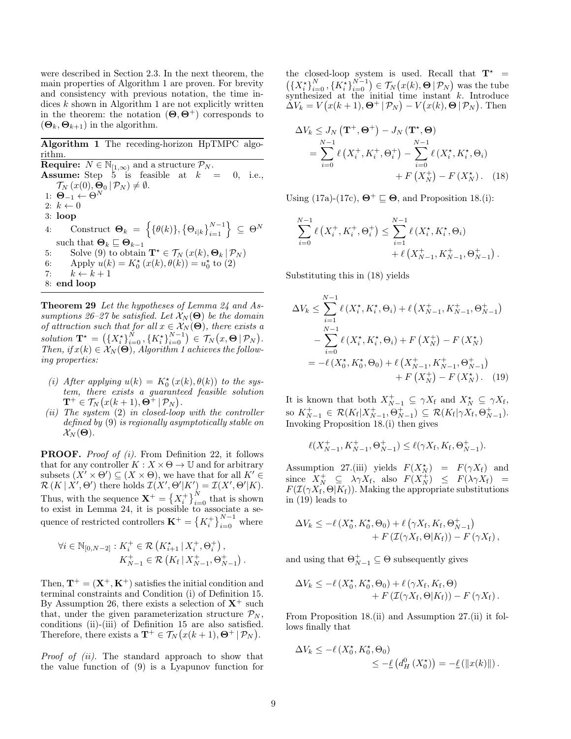were described in Section 2.3. In the next theorem, the main properties of Algorithm 1 are proven. For brevity and consistency with previous notation, the time indices $k$ shown in Algorithm 1 are not explicitly written in the theorem: the notation $(\mathbf{\Theta}, \mathbf{\Theta}^+)$ corresponds to $(\mathbf{\Theta}_k, \mathbf{\Theta}_{k+1})$ in the algorithm.

**Algorithm 1** The receding-horizon HpTMPC algorithm.

**Require:** $N \in \mathbb{N}_{[1,\infty)}$ and a structure $\mathcal{P}_N$.
**Assume:** Step 5 is feasible at $k = 0$, i.e., $\mathcal{T}_N(x(0), \mathbf{\Theta}_0 \,|\, \mathcal{P}_N) \neq \emptyset$.

1: $\mathbf{\Theta}_{-1} \leftarrow \Theta^N$
2: $k \leftarrow 0$
3: **loop**
4: Construct $\mathbf{\Theta}_k = \left\{ \{\theta(k)\}, \{\Theta_{i|k}\}_{i=1}^{N-1} \right\} \subseteq \Theta^N$ such that $\mathbf{\Theta}_k \sqsubseteq \mathbf{\Theta}_{k-1}$
5: Solve (9) to obtain $\mathbf{T}^\star \in \mathcal{T}_N(x(k), \mathbf{\Theta}_k \,|\, \mathcal{P}_N)$
6: Apply $u(k) = K_0^\star(x(k), \theta(k)) = u_0^\star$ to (2)
7: $k \leftarrow k+1$
8: **end loop**

**Theorem 29** *Let the hypotheses of Lemma 24 and Assumptions 26–27 be satisfied. Let $\mathcal{X}_N(\mathbf{\Theta})$ be the domain of attraction such that for all $x \in \mathcal{X}_N(\mathbf{\Theta})$, there exists a solution $\mathbf{T}^\star = \left(\{X_i^\star\}_{i=0}^N, \{K_i^\star\}_{i=0}^{N-1}\right) \in \mathcal{T}_N\big(x, \mathbf{\Theta} \,|\, \mathcal{P}_N\big)$. Then, if $x(k) \in \mathcal{X}_N(\mathbf{\Theta})$, Algorithm 1 achieves the following properties:*

*(i) After applying $u(k) = K_0^\star(x(k), \theta(k))$ to the system, there exists a guaranteed feasible solution $\mathbf{T}^+ \in \mathcal{T}_N\big(x(k+1), \mathbf{\Theta}^+ \,|\, \mathcal{P}_N\big)$.*

*(ii) The system (2) in closed-loop with the controller defined by (9) is regionally asymptotically stable on $\mathcal{X}_N(\mathbf{\Theta})$.*

**PROOF.** *Proof of (i).* From Definition 22, it follows that for any controller $K : X \times \Theta \to \mathbb{U}$ and for arbitrary subsets $(X' \times \Theta') \subseteq (X \times \Theta)$, we have that for all $K' \in \mathcal{R}(K \,|\, X', \Theta')$ there holds $\mathcal{I}(X', \Theta' | K') = \mathcal{I}(X', \Theta' | K)$. Thus, with the sequence $\mathbf{X}^+ = \{X_i^+\}_{i=0}^N$ that is shown to exist in Lemma 24, it is possible to associate a sequence of restricted controllers $\mathbf{K}^+ = \{K_i^+\}_{i=0}^{N-1}$ where

$$
\begin{aligned}
\forall i \in \mathbb{N}_{[0,N-2]} : K_i^+ &\in \mathcal{R}\left(K_{i+1}^\star \,|\, X_i^+, \Theta_i^+\right), \\
K_{N-1}^+ &\in \mathcal{R}\left(K_\mathrm{f} \,|\, X_{N-1}^+, \Theta_{N-1}^+\right).
\end{aligned}
$$

Then, $\mathbf{T}^+ = (\mathbf{X}^+, \mathbf{K}^+)$ satisfies the initial condition and terminal constraints and Condition (i) of Definition 15. By Assumption 26, there exists a selection of $\mathbf{X}^+$ such that, under the given parameterization structure $\mathcal{P}_N$, conditions (ii)-(iii) of Definition 15 are also satisfied. Therefore, there exists a $\mathbf{T}^+ \in \mathcal{T}_N\big(x(k+1), \mathbf{\Theta}^+ \,|\, \mathcal{P}_N\big)$.

*Proof of (ii).* The standard approach to show that the value function of (9) is a Lyapunov function for the closed-loop system is used. Recall that $\mathbf{T}^\star = \left(\{X_i^\star\}_{i=0}^N, \{K_i^\star\}_{i=0}^{N-1}\right) \in \mathcal{T}_N\big(x(k), \mathbf{\Theta} \,|\, \mathcal{P}_N\big)$ was the tube synthesized at the initial time instant $k$. Introduce $\Delta V_k = V\big(x(k+1), \mathbf{\Theta}^+ \,|\, \mathcal{P}_N\big) - V\big(x(k), \mathbf{\Theta} \,|\, \mathcal{P}_N\big)$. Then

$$
\begin{aligned}
\Delta V_k &\leq J_N\left(\mathbf{T}^+, \mathbf{\Theta}^+\right) - J_N\left(\mathbf{T}^\star, \mathbf{\Theta}\right) \\
&= \sum_{i=0}^{N-1} \ell\left(X_i^+, K_i^+, \Theta_i^+\right) - \sum_{i=0}^{N-1} \ell\left(X_i^\star, K_i^\star, \Theta_i\right) \\
&\qquad + F\left(X_N^+\right) - F\left(X_N^\star\right). \qquad (18)
\end{aligned}
$$

Using (17a)-(17c), $\mathbf{\Theta}^+ \sqsubseteq \mathbf{\Theta}$, and Proposition 18.(i):

$$
\sum_{i=0}^{N-1} \ell\left(X_i^+, K_i^+, \Theta_i^+\right) \leq \sum_{i=1}^{N-1} \ell\left(X_i^\star, K_i^\star, \Theta_i\right) + \ell\left(X_{N-1}^+, K_{N-1}^+, \Theta_{N-1}^+\right).
$$

Substituting this in (18) yields

$$
\begin{aligned}
\Delta V_k &\leq \sum_{i=1}^{N-1} \ell\left(X_i^\star, K_i^\star, \Theta_i\right) + \ell\left(X_{N-1}^+, K_{N-1}^+, \Theta_{N-1}^+\right) \\
&\qquad - \sum_{i=0}^{N-1} \ell\left(X_i^\star, K_i^\star, \Theta_i\right) + F\left(X_N^+\right) - F\left(X_N^\star\right) \\
&= -\ell\left(X_0^\star, K_0^\star, \Theta_0\right) + \ell\left(X_{N-1}^+, K_{N-1}^+, \Theta_{N-1}^+\right) \\
&\qquad + F\left(X_N^+\right) - F\left(X_N^\star\right). \qquad (19)
\end{aligned}
$$

It is known that both $X_{N-1}^+ \subseteq \gamma X_\mathrm{f}$ and $X_N^\star \subseteq \gamma X_\mathrm{f}$, so $K_{N-1}^+ \in \mathcal{R}(K_\mathrm{f} | X_{N-1}^+, \Theta_{N-1}^+) \subseteq \mathcal{R}(K_\mathrm{f} | \gamma X_\mathrm{f}, \Theta_{N-1}^+)$. Invoking Proposition 18.(i) then gives

$$
\ell(X_{N-1}^+, K_{N-1}^+, \Theta_{N-1}^+) \leq \ell(\gamma X_\mathrm{f}, K_\mathrm{f}, \Theta_{N-1}^+).
$$

Assumption 27.(iii) yields $F(X_N^\star) = F(\gamma X_\mathrm{f})$ and since $X_N^+ \subseteq \lambda\gamma X_\mathrm{f}$, also $F(X_N^+) \leq F(\lambda\gamma X_\mathrm{f}) = F(\mathcal{I}(\gamma X_\mathrm{f}, \Theta | K_\mathrm{f}))$. Making the appropriate substitutions in (19) leads to

$$
\begin{aligned}
\Delta V_k &\leq -\ell\left(X_0^\star, K_0^\star, \Theta_0\right) + \ell\left(\gamma X_\mathrm{f}, K_\mathrm{f}, \Theta_{N-1}^+\right) \\
&\qquad + F\left(\mathcal{I}(\gamma X_\mathrm{f}, \Theta | K_\mathrm{f})\right) - F\left(\gamma X_\mathrm{f}\right),
\end{aligned}
$$

and using that $\Theta_{N-1}^+ \subseteq \Theta$ subsequently gives

$$
\begin{aligned}
\Delta V_k &\leq -\ell\left(X_0^\star, K_0^\star, \Theta_0\right) + \ell\left(\gamma X_\mathrm{f}, K_\mathrm{f}, \Theta\right) \\
&\qquad + F\left(\mathcal{I}(\gamma X_\mathrm{f}, \Theta | K_\mathrm{f})\right) - F\left(\gamma X_\mathrm{f}\right).
\end{aligned}
$$

From Proposition 18.(ii) and Assumption 27.(ii) it follows finally that

$$
\begin{aligned}
\Delta V_k &\leq -\ell\left(X_0^\star, K_0^\star, \Theta_0\right) \\
&\leq -\underline{\ell}\left(d_H^0\left(X_0^\star\right)\right) = -\underline{\ell}\left(\|x(k)\|\right).
\end{aligned}
$$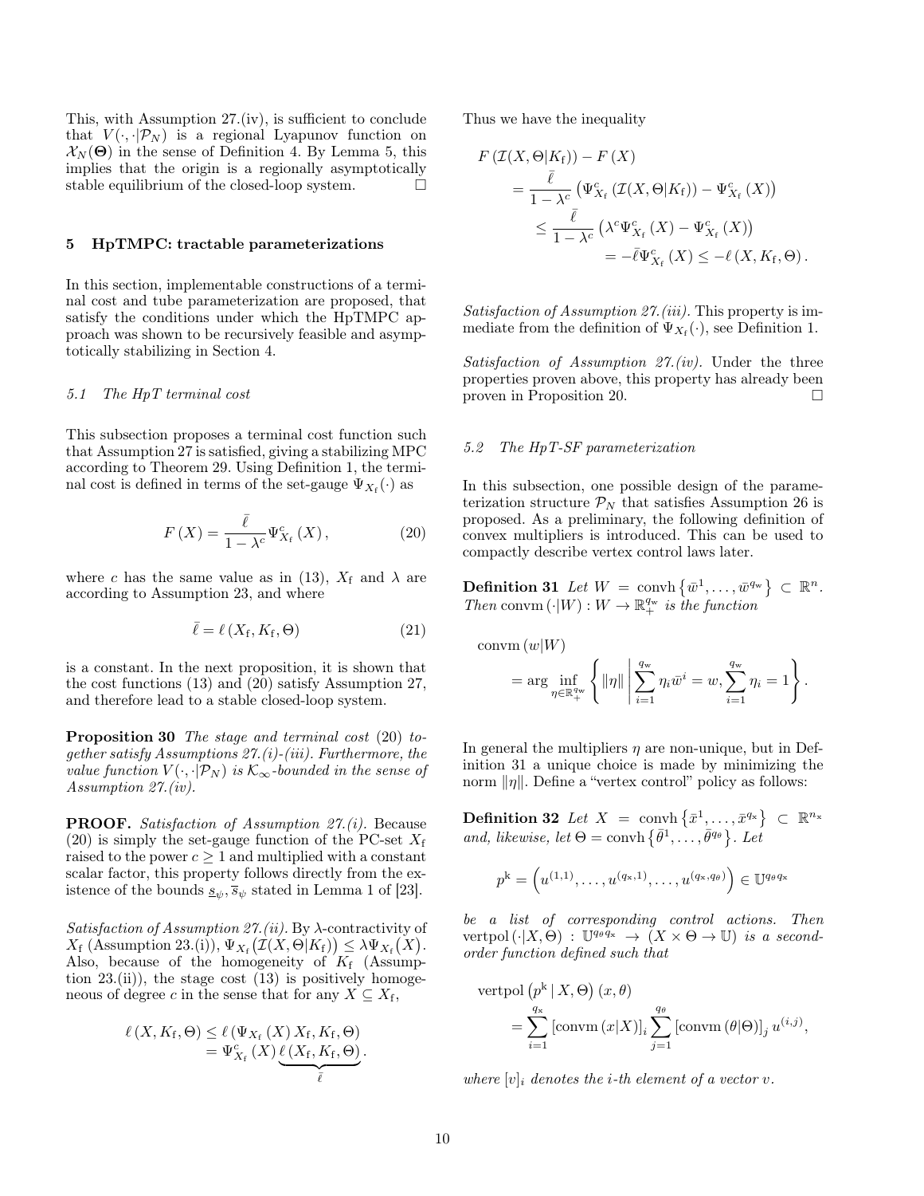This, with Assumption 27.(iv), is sufficient to conclude that $V(\cdot,\cdot|\mathcal{P}_N)$ is a regional Lyapunov function on $\mathcal{X}_N(\mathbf{\Theta})$ in the sense of Definition 4. By Lemma 5, this implies that the origin is a regionally asymptotically stable equilibrium of the closed-loop system. □

## 5 HpTMPC: tractable parameterizations

In this section, implementable constructions of a terminal cost and tube parameterization are proposed, that satisfy the conditions under which the HpTMPC approach was shown to be recursively feasible and asymptotically stabilizing in Section 4.

### 5.1 The HpT terminal cost

This subsection proposes a terminal cost function such that Assumption 27 is satisfied, giving a stabilizing MPC according to Theorem 29. Using Definition 1, the terminal cost is defined in terms of the set-gauge $\Psi_{X_\mathrm{f}}(\cdot)$ as

$$F(X) = \frac{\bar{\ell}}{1-\lambda^c}\Psi^c_{X_\mathrm{f}}(X), \tag{20}$$

where $c$ has the same value as in (13), $X_\mathrm{f}$ and $\lambda$ are according to Assumption 23, and where

$$\bar{\ell} = \ell(X_\mathrm{f}, K_\mathrm{f}, \Theta) \tag{21}$$

is a constant. In the next proposition, it is shown that the cost functions (13) and (20) satisfy Assumption 27, and therefore lead to a stable closed-loop system.

**Proposition 30** *The stage and terminal cost (20) together satisfy Assumptions 27.(i)-(iii). Furthermore, the value function $V(\cdot,\cdot|\mathcal{P}_N)$ is $\mathcal{K}_\infty$-bounded in the sense of Assumption 27.(iv).*

**PROOF.** *Satisfaction of Assumption 27.(i).* Because (20) is simply the set-gauge function of the PC-set $X_\mathrm{f}$ raised to the power $c \geq 1$ and multiplied with a constant scalar factor, this property follows directly from the existence of the bounds $\underline{s}_\psi, \overline{s}_\psi$ stated in Lemma 1 of [23].

*Satisfaction of Assumption 27.(ii).* By $\lambda$-contractivity of $X_\mathrm{f}$ (Assumption 23.(i)), $\Psi_{X_\mathrm{f}}\big(\mathcal{I}(X,\Theta|K_\mathrm{f})\big) \leq \lambda\Psi_{X_\mathrm{f}}\big(X\big)$. Also, because of the homogeneity of $K_\mathrm{f}$ (Assumption 23.(ii)), the stage cost (13) is positively homogeneous of degree $c$ in the sense that for any $X \subseteq X_\mathrm{f}$,

$$\begin{aligned}\ell(X, K_\mathrm{f}, \Theta) &\leq \ell\left(\Psi_{X_\mathrm{f}}(X) X_\mathrm{f}, K_\mathrm{f}, \Theta\right) \\ &= \Psi^c_{X_\mathrm{f}}(X)\underbrace{\ell(X_\mathrm{f}, K_\mathrm{f}, \Theta)}_{\bar{\ell}}.\end{aligned}$$

Thus we have the inequality

$$\begin{aligned}F&\left(\mathcal{I}(X,\Theta|K_\mathrm{f})\right) - F(X) \\ &= \frac{\bar{\ell}}{1-\lambda^c}\left(\Psi^c_{X_\mathrm{f}}\left(\mathcal{I}(X,\Theta|K_\mathrm{f})\right) - \Psi^c_{X_\mathrm{f}}(X)\right) \\ &\leq \frac{\bar{\ell}}{1-\lambda^c}\left(\lambda^c\Psi^c_{X_\mathrm{f}}(X) - \Psi^c_{X_\mathrm{f}}(X)\right) \\ &= -\bar{\ell}\Psi^c_{X_\mathrm{f}}(X) \leq -\ell(X, K_\mathrm{f}, \Theta).\end{aligned}$$

*Satisfaction of Assumption 27.(iii).* This property is immediate from the definition of $\Psi_{X_\mathrm{f}}(\cdot)$, see Definition 1.

*Satisfaction of Assumption 27.(iv).* Under the three properties proven above, this property has already been proven in Proposition 20. □

### 5.2 The HpT-SF parameterization

In this subsection, one possible design of the parameterization structure $\mathcal{P}_N$ that satisfies Assumption 26 is proposed. As a preliminary, the following definition of convex multipliers is introduced. This can be used to compactly describe vertex control laws later.

**Definition 31** *Let $W = \operatorname{convh}\{\bar{w}^1, \ldots, \bar{w}^{q_\mathrm{w}}\} \subset \mathbb{R}^n$. Then $\operatorname{convm}(\cdot|W) : W \to \mathbb{R}^{q_\mathrm{w}}_+$ is the function*

$$\begin{aligned}&\operatorname{convm}(w|W) \\ &\quad = \arg\inf_{\eta \in \mathbb{R}^{q_\mathrm{w}}_+}\left\{\|\eta\| \;\middle|\; \sum_{i=1}^{q_\mathrm{w}}\eta_i\bar{w}^i = w, \sum_{i=1}^{q_\mathrm{w}}\eta_i = 1\right\}.\end{aligned}$$

In general the multipliers $\eta$ are non-unique, but in Definition 31 a unique choice is made by minimizing the norm $\|\eta\|$. Define a "vertex control" policy as follows:

**Definition 32** *Let $X = \operatorname{convh}\{\bar{x}^1, \ldots, \bar{x}^{q_\mathrm{x}}\} \subset \mathbb{R}^{n_\mathrm{x}}$ and, likewise, let $\Theta = \operatorname{convh}\{\bar{\theta}^1, \ldots, \bar{\theta}^{q_\theta}\}$. Let*

$$p^\mathrm{k} = \left(u^{(1,1)}, \ldots, u^{(q_\mathrm{x},1)}, \ldots, u^{(q_\mathrm{x},q_\theta)}\right) \in \mathbb{U}^{q_\theta q_\mathrm{x}}$$

*be a list of corresponding control actions. Then $\operatorname{vertpol}(\cdot|X,\Theta) : \mathbb{U}^{q_\theta q_\mathrm{x}} \to (X \times \Theta \to \mathbb{U})$ is a second-order function defined such that*

$$\begin{aligned}&\operatorname{vertpol}\left(p^\mathrm{k} \,|\, X, \Theta\right)(x, \theta) \\ &\quad = \sum_{i=1}^{q_\mathrm{x}}\left[\operatorname{convm}(x|X)\right]_i\sum_{j=1}^{q_\theta}\left[\operatorname{convm}(\theta|\Theta)\right]_j u^{(i,j)},\end{aligned}$$

*where $[v]_i$ denotes the $i$-th element of a vector $v$.*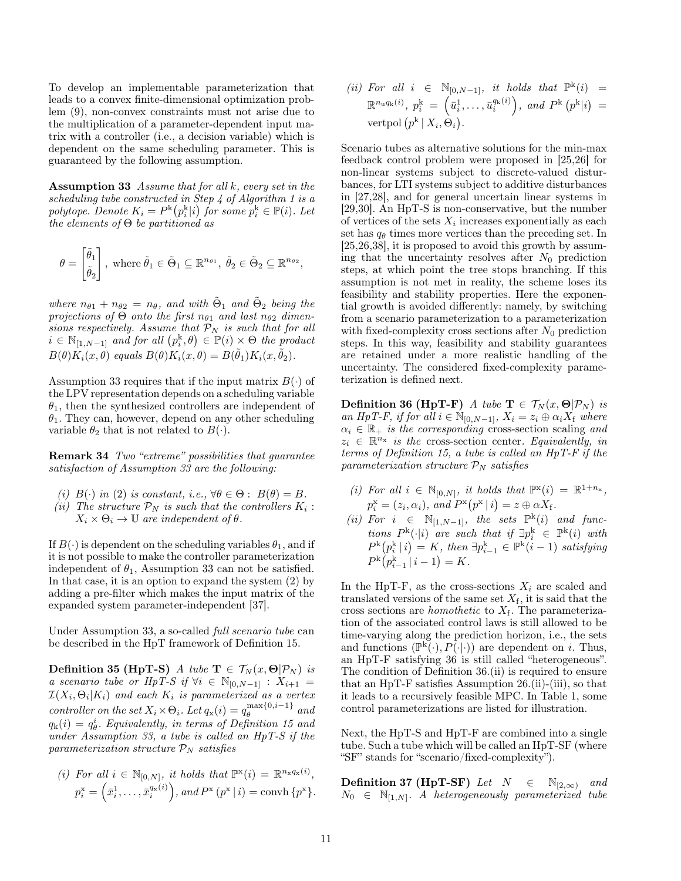To develop an implementable parameterization that leads to a convex finite-dimensional optimization problem (9), non-convex constraints must not arise due to the multiplication of a parameter-dependent input matrix with a controller (i.e., a decision variable) which is dependent on the same scheduling parameter. This is guaranteed by the following assumption.

**Assumption 33** *Assume that for all $k$, every set in the scheduling tube constructed in Step 4 of Algorithm 1 is a polytope. Denote $K_i = P^{\mathrm{k}}\big(p_i^{\mathrm{k}}|i\big)$ for some $p_i^{\mathrm{k}} \in \mathbb{P}(i)$. Let the elements of $\Theta$ be partitioned as*

$$\theta = \begin{bmatrix} \tilde{\theta}_1 \\ \tilde{\theta}_2 \end{bmatrix}, \text{ where } \tilde{\theta}_1 \in \tilde{\Theta}_1 \subseteq \mathbb{R}^{n_{\theta 1}},\ \tilde{\theta}_2 \in \tilde{\Theta}_2 \subseteq \mathbb{R}^{n_{\theta 2}},$$

*where $n_{\theta 1} + n_{\theta 2} = n_\theta$, and with $\tilde{\Theta}_1$ and $\tilde{\Theta}_2$ being the projections of $\Theta$ onto the first $n_{\theta 1}$ and last $n_{\theta 2}$ dimensions respectively. Assume that $\mathcal{P}_N$ is such that for all $i \in \mathbb{N}_{[1,N-1]}$ and for all $\big(p_i^{\mathrm{k}}, \theta\big) \in \mathbb{P}(i) \times \Theta$ the product $B(\theta)K_i(x,\theta)$ equals $B(\theta)K_i(x,\theta) = B(\tilde{\theta}_1)K_i(x,\tilde{\theta}_2)$.*

Assumption 33 requires that if the input matrix $B(\cdot)$ of the LPV representation depends on a scheduling variable $\theta_1$, then the synthesized controllers are independent of $\theta_1$. They can, however, depend on any other scheduling variable $\theta_2$ that is not related to $B(\cdot)$.

**Remark 34** *Two "extreme" possibilities that guarantee satisfaction of Assumption 33 are the following:*

*(i) $B(\cdot)$ in (2) is constant, i.e., $\forall \theta \in \Theta : B(\theta) = B$.*
*(ii) The structure $\mathcal{P}_N$ is such that the controllers $K_i : X_i \times \Theta_i \to \mathbb{U}$ are independent of $\theta$.*

If $B(\cdot)$ is dependent on the scheduling variables $\theta_1$, and if it is not possible to make the controller parameterization independent of $\theta_1$, Assumption 33 can not be satisfied. In that case, it is an option to expand the system (2) by adding a pre-filter which makes the input matrix of the expanded system parameter-independent [37].

Under Assumption 33, a so-called *full scenario tube* can be described in the HpT framework of Definition 15.

**Definition 35 (HpT-S)** *A tube $\mathbf{T} \in \mathcal{T}_N(x, \boldsymbol{\Theta}|\mathcal{P}_N)$ is a scenario tube or HpT-S if $\forall i \in \mathbb{N}_{[0,N-1]} : X_{i+1} = \mathcal{I}(X_i, \Theta_i|K_i)$ and each $K_i$ is parameterized as a vertex controller on the set $X_i \times \Theta_i$. Let $q_{\mathrm{x}}(i) = q_\theta^{\max\{0,i-1\}}$ and $q_{\mathrm{k}}(i) = q_\theta^i$. Equivalently, in terms of Definition 15 and under Assumption 33, a tube is called an HpT-S if the parameterization structure $\mathcal{P}_N$ satisfies*

*(i) For all $i \in \mathbb{N}_{[0,N]}$, it holds that $\mathbb{P}^{\mathrm{x}}(i) = \mathbb{R}^{n_{\mathrm{x}} q_{\mathrm{x}}(i)}$, $p_i^{\mathrm{x}} = \left(\bar{x}_i^1, \ldots, \bar{x}_i^{q_{\mathrm{x}}(i)}\right)$, and $P^{\mathrm{x}}\left(p^{\mathrm{x}} \,|\, i\right) = \mathrm{convh}\left\{p^{\mathrm{x}}\right\}$.*
*(ii) For all $i \in \mathbb{N}_{[0,N-1]}$, it holds that $\mathbb{P}^{\mathrm{k}}(i) = \mathbb{R}^{n_{\mathrm{u}} q_{\mathrm{k}}(i)}$, $p_i^{\mathrm{k}} = \left(\bar{u}_i^1, \ldots, \bar{u}_i^{q_{\mathrm{k}}(i)}\right)$, and $P^{\mathrm{k}}\left(p^{\mathrm{k}}|i\right) = \mathrm{vertpol}\left(p^{\mathrm{k}} \,|\, X_i, \Theta_i\right)$.*

Scenario tubes as alternative solutions for the min-max feedback control problem were proposed in [25,26] for non-linear systems subject to discrete-valued disturbances, for LTI systems subject to additive disturbances in [27,28], and for general uncertain linear systems in [29,30]. An HpT-S is non-conservative, but the number of vertices of the sets $X_i$ increases exponentially as each set has $q_\theta$ times more vertices than the preceding set. In [25,26,38], it is proposed to avoid this growth by assuming that the uncertainty resolves after $N_0$ prediction steps, at which point the tree stops branching. If this assumption is not met in reality, the scheme loses its feasibility and stability properties. Here the exponential growth is avoided differently: namely, by switching from a scenario parameterization to a parameterization with fixed-complexity cross sections after $N_0$ prediction steps. In this way, feasibility and stability guarantees are retained under a more realistic handling of the uncertainty. The considered fixed-complexity parameterization is defined next.

**Definition 36 (HpT-F)** *A tube $\mathbf{T} \in \mathcal{T}_N(x, \boldsymbol{\Theta}|\mathcal{P}_N)$ is an HpT-F, if for all $i \in \mathbb{N}_{[0,N-1]}$, $X_i = z_i \oplus \alpha_i X_{\mathrm{f}}$ where $\alpha_i \in \mathbb{R}_+$ is the corresponding* cross-section scaling *and $z_i \in \mathbb{R}^{n_{\mathrm{x}}}$ is the* cross-section center. *Equivalently, in terms of Definition 15, a tube is called an HpT-F if the parameterization structure $\mathcal{P}_N$ satisfies*

*(i) For all $i \in \mathbb{N}_{[0,N]}$, it holds that $\mathbb{P}^{\mathrm{x}}(i) = \mathbb{R}^{1+n_{\mathrm{x}}}$, $p_i^{\mathrm{x}} = (z_i, \alpha_i)$, and $P^{\mathrm{x}}\big(p^{\mathrm{x}} \,|\, i\big) = z \oplus \alpha X_{\mathrm{f}}$.*
*(ii) For $i \in \mathbb{N}_{[1,N-1]}$, the sets $\mathbb{P}^{\mathrm{k}}(i)$ and functions $P^{\mathrm{k}}(\cdot|i)$ are such that if $\exists p_i^{\mathrm{k}} \in \mathbb{P}^{\mathrm{k}}(i)$ with $P^{\mathrm{k}}\big(p_i^{\mathrm{k}} \,|\, i\big) = K$, then $\exists p_{i-1}^{\mathrm{k}} \in \mathbb{P}^{\mathrm{k}}(i-1)$ satisfying $P^{\mathrm{k}}\big(p_{i-1}^{\mathrm{k}} \,|\, i-1\big) = K$.*

In the HpT-F, as the cross-sections $X_i$ are scaled and translated versions of the same set $X_{\mathrm{f}}$, it is said that the cross sections are *homothetic* to $X_{\mathrm{f}}$. The parameterization of the associated control laws is still allowed to be time-varying along the prediction horizon, i.e., the sets and functions $(\mathbb{P}^{\mathrm{k}}(\cdot), P(\cdot|\cdot))$ are dependent on $i$. Thus, an HpT-F satisfying 36 is still called "heterogeneous". The condition of Definition 36.(ii) is required to ensure that an HpT-F satisfies Assumption 26.(ii)-(iii), so that it leads to a recursively feasible MPC. In Table 1, some control parameterizations are listed for illustration.

Next, the HpT-S and HpT-F are combined into a single tube. Such a tube which will be called an HpT-SF (where "SF" stands for "scenario/fixed-complexity").

**Definition 37 (HpT-SF)** *Let $N \in \mathbb{N}_{[2,\infty)}$ and $N_0 \in \mathbb{N}_{[1,N]}$. A heterogeneously parameterized tube*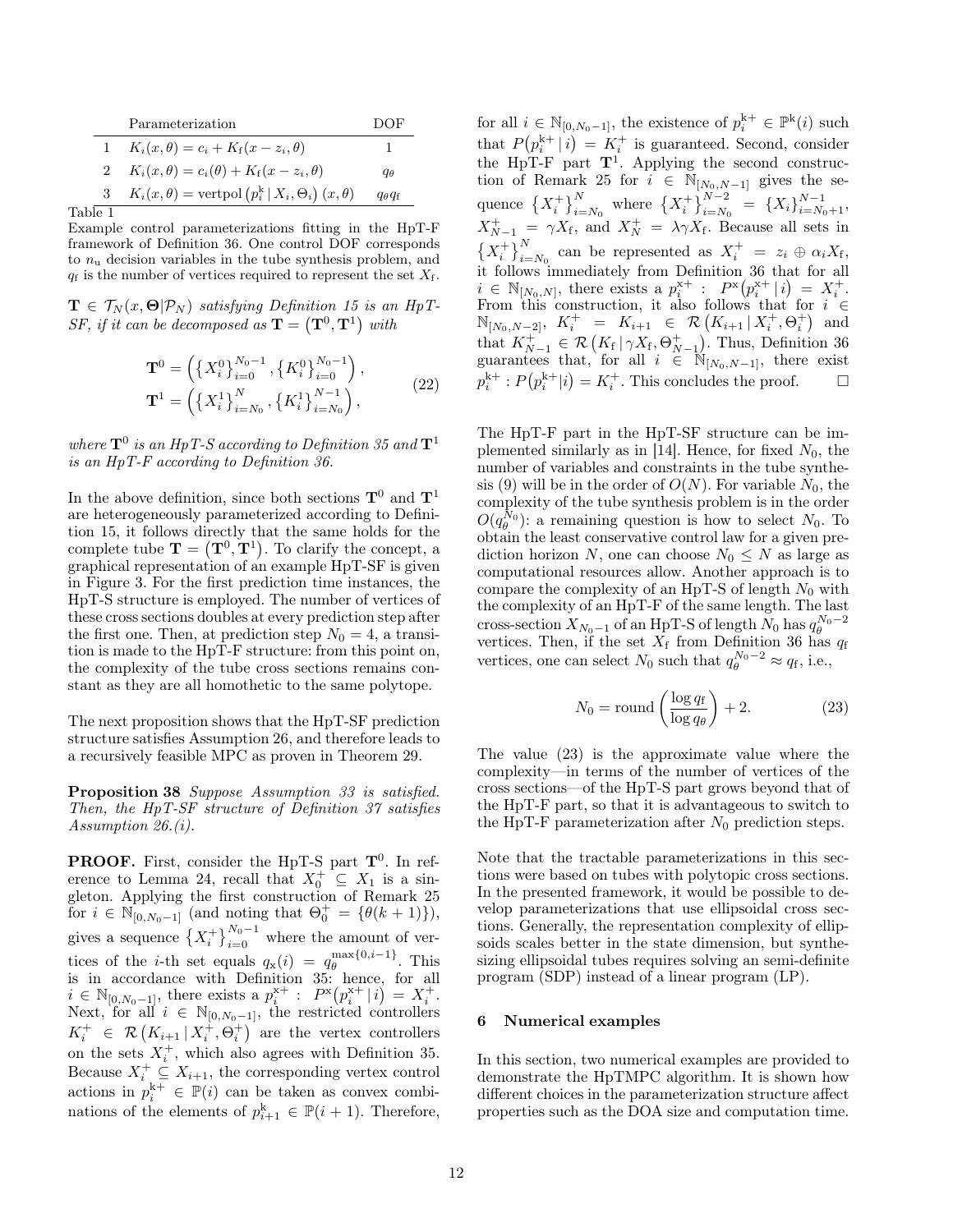| | Parameterization | DOF |
|---|---|---|
| 1 | $K_i(x, \theta) = c_i + K_\mathrm{f}(x - z_i, \theta)$ | 1 |
| 2 | $K_i(x, \theta) = c_i(\theta) + K_\mathrm{f}(x - z_i, \theta)$ | $q_\theta$ |
| 3 | $K_i(x, \theta) = \mathrm{vertpol}\left(p_i^\mathrm{k} \,\vert\, X_i, \Theta_i\right)(x, \theta)$ | $q_\theta q_\mathrm{f}$ |

Table 1
Example control parameterizations fitting in the HpT-F framework of Definition 36. One control DOF corresponds to $n_\mathrm{u}$ decision variables in the tube synthesis problem, and $q_\mathrm{f}$ is the number of vertices required to represent the set $X_\mathrm{f}$.

$\mathbf{T} \in \mathcal{T}_N(x, \mathbf{\Theta} | \mathcal{P}_N)$ *satisfying Definition 15 is an HpT-SF, if it can be decomposed as* $\mathbf{T} = \left(\mathbf{T}^0, \mathbf{T}^1\right)$ *with*

$$\begin{aligned}\mathbf{T}^0 &= \left(\left\{X_i^0\right\}_{i=0}^{N_0-1}, \left\{K_i^0\right\}_{i=0}^{N_0-1}\right),\\ \mathbf{T}^1 &= \left(\left\{X_i^1\right\}_{i=N_0}^{N}, \left\{K_i^1\right\}_{i=N_0}^{N-1}\right),\end{aligned} \tag{22}$$

*where* $\mathbf{T}^0$ *is an HpT-S according to Definition 35 and* $\mathbf{T}^1$ *is an HpT-F according to Definition 36.*

In the above definition, since both sections $\mathbf{T}^0$ and $\mathbf{T}^1$ are heterogeneously parameterized according to Definition 15, it follows directly that the same holds for the complete tube $\mathbf{T} = \left(\mathbf{T}^0, \mathbf{T}^1\right)$. To clarify the concept, a graphical representation of an example HpT-SF is given in Figure 3. For the first prediction time instances, the HpT-S structure is employed. The number of vertices of these cross sections doubles at every prediction step after the first one. Then, at prediction step $N_0 = 4$, a transition is made to the HpT-F structure: from this point on, the complexity of the tube cross sections remains constant as they are all homothetic to the same polytope.

The next proposition shows that the HpT-SF prediction structure satisfies Assumption 26, and therefore leads to a recursively feasible MPC as proven in Theorem 29.

**Proposition 38** *Suppose Assumption 33 is satisfied. Then, the HpT-SF structure of Definition 37 satisfies Assumption 26.(i).*

**PROOF.** First, consider the HpT-S part $\mathbf{T}^0$. In reference to Lemma 24, recall that $X_0^+ \subseteq X_1$ is a singleton. Applying the first construction of Remark 25 for $i \in \mathbb{N}_{[0,N_0-1]}$ (and noting that $\Theta_0^+ = \{\theta(k+1)\}$), gives a sequence $\left\{X_i^+\right\}_{i=0}^{N_0-1}$ where the amount of vertices of the $i$-th set equals $q_\mathrm{x}(i) = q_\theta^{\max\{0,i-1\}}$. This is in accordance with Definition 35: hence, for all $i \in \mathbb{N}_{[0,N_0-1]}$, there exists a $p_i^{\mathrm{x}+} : \ P^\mathrm{x}\left(p_i^{\mathrm{x}+} \,\vert\, i\right) = X_i^+$. Next, for all $i \in \mathbb{N}_{[0,N_0-1]}$, the restricted controllers $K_i^+ \in \mathcal{R}\left(K_{i+1} \,\vert\, X_i^+, \Theta_i^+\right)$ are the vertex controllers on the sets $X_i^+$, which also agrees with Definition 35. Because $X_i^+ \subseteq X_{i+1}$, the corresponding vertex control actions in $p_i^{\mathrm{k}+} \in \mathbb{P}(i)$ can be taken as convex combinations of the elements of $p_{i+1}^\mathrm{k} \in \mathbb{P}(i+1)$. Therefore, for all $i \in \mathbb{N}_{[0,N_0-1]}$, the existence of $p_i^{\mathrm{k}+} \in \mathbb{P}^\mathrm{k}(i)$ such that $P\left(p_i^{\mathrm{k}+} \,\vert\, i\right) = K_i^+$ is guaranteed. Second, consider the HpT-F part $\mathbf{T}^1$. Applying the second construction of Remark 25 for $i \in \mathbb{N}_{[N_0,N-1]}$ gives the sequence $\left\{X_i^+\right\}_{i=N_0}^{N}$ where $\left\{X_i^+\right\}_{i=N_0}^{N-2} = \left\{X_i\right\}_{i=N_0+1}^{N-1}$, $X_{N-1}^+ = \gamma X_\mathrm{f}$, and $X_N^+ = \lambda\gamma X_\mathrm{f}$. Because all sets in $\left\{X_i^+\right\}_{i=N_0}^{N}$ can be represented as $X_i^+ = z_i \oplus \alpha_i X_\mathrm{f}$, it follows immediately from Definition 36 that for all $i \in \mathbb{N}_{[N_0,N]}$, there exists a $p_i^{\mathrm{x}+} : \ P^\mathrm{x}\left(p_i^{\mathrm{x}+} \,\vert\, i\right) = X_i^+$. From this construction, it also follows that for $i \in \mathbb{N}_{[N_0,N-2]}$, $K_i^+ = K_{i+1} \in \mathcal{R}\left(K_{i+1} \,\vert\, X_i^+, \Theta_i^+\right)$ and that $K_{N-1}^+ \in \mathcal{R}\left(K_\mathrm{f} \,\vert\, \gamma X_\mathrm{f}, \Theta_{N-1}^+\right)$. Thus, Definition 36 guarantees that, for all $i \in \mathbb{N}_{[N_0,N-1]}$, there exist $p_i^{\mathrm{k}+} : P\left(p_i^{\mathrm{k}+} \vert i\right) = K_i^+$. This concludes the proof. $\square$

The HpT-F part in the HpT-SF structure can be implemented similarly as in [14]. Hence, for fixed $N_0$, the number of variables and constraints in the tube synthesis (9) will be in the order of $O(N)$. For variable $N_0$, the complexity of the tube synthesis problem is in the order $O(q_\theta^{N_0})$: a remaining question is how to select $N_0$. To obtain the least conservative control law for a given prediction horizon $N$, one can choose $N_0 \leq N$ as large as computational resources allow. Another approach is to compare the complexity of an HpT-S of length $N_0$ with the complexity of an HpT-F of the same length. The last cross-section $X_{N_0-1}$ of an HpT-S of length $N_0$ has $q_\theta^{N_0-2}$ vertices. Then, if the set $X_\mathrm{f}$ from Definition 36 has $q_\mathrm{f}$ vertices, one can select $N_0$ such that $q_\theta^{N_0-2} \approx q_\mathrm{f}$, i.e.,

$$N_0 = \mathrm{round}\left(\frac{\log q_\mathrm{f}}{\log q_\theta}\right) + 2. \tag{23}$$

The value (23) is the approximate value where the complexity—in terms of the number of vertices of the cross sections—of the HpT-S part grows beyond that of the HpT-F part, so that it is advantageous to switch to the HpT-F parameterization after $N_0$ prediction steps.

Note that the tractable parameterizations in this sections were based on tubes with polytopic cross sections. In the presented framework, it would be possible to develop parameterizations that use ellipsoidal cross sections. Generally, the representation complexity of ellipsoids scales better in the state dimension, but synthesizing ellipsoidal tubes requires solving an semi-definite program (SDP) instead of a linear program (LP).

## 6 Numerical examples

In this section, two numerical examples are provided to demonstrate the HpTMPC algorithm. It is shown how different choices in the parameterization structure affect properties such as the DOA size and computation time.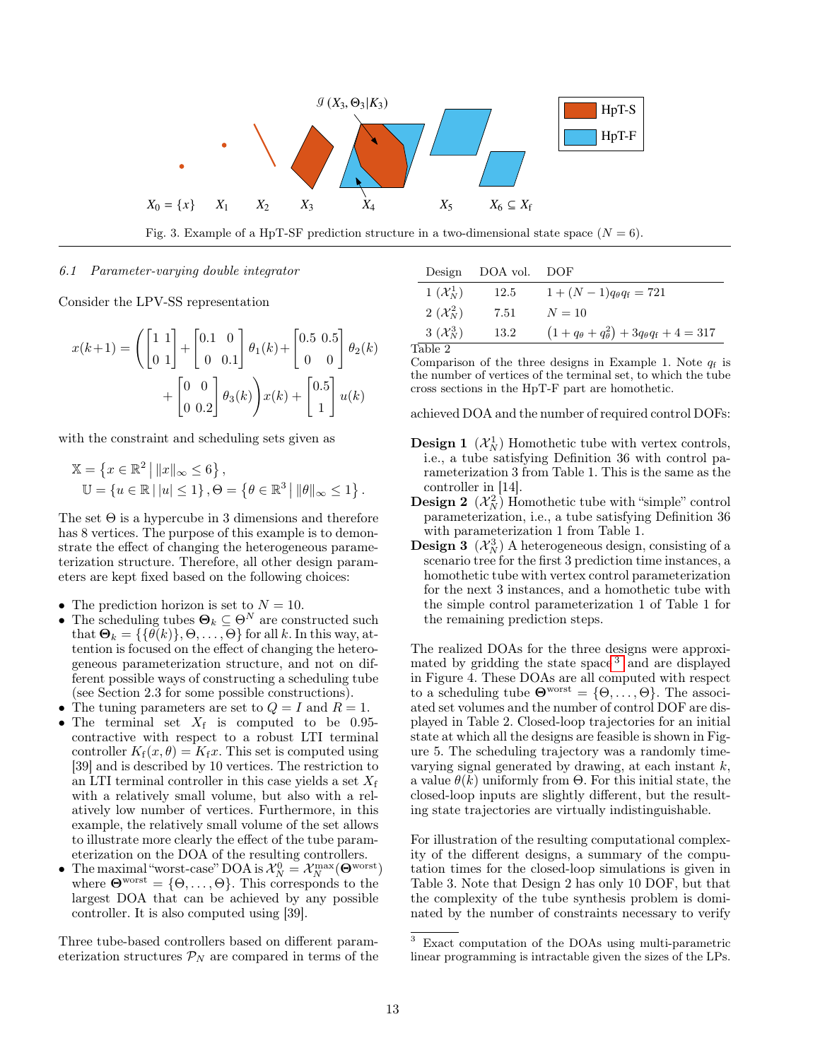Fig. 3. Example of a HpT-SF prediction structure in a two-dimensional state space ($N = 6$).

### 6.1 *Parameter-varying double integrator*

Consider the LPV-SS representation

$$x(k+1) = \left( \begin{bmatrix} 1 & 1 \\ 0 & 1 \end{bmatrix} + \begin{bmatrix} 0.1 & 0 \\ 0 & 0.1 \end{bmatrix} \theta_1(k) + \begin{bmatrix} 0.5 & 0.5 \\ 0 & 0 \end{bmatrix} \theta_2(k) + \begin{bmatrix} 0 & 0 \\ 0 & 0.2 \end{bmatrix} \theta_3(k) \right) x(k) + \begin{bmatrix} 0.5 \\ 1 \end{bmatrix} u(k)$$

with the constraint and scheduling sets given as

$$\mathbb{X} = \left\{ x \in \mathbb{R}^2 \,\middle|\, \|x\|_\infty \le 6 \right\},$$
$$\mathbb{U} = \left\{ u \in \mathbb{R} \,|\, |u| \le 1 \right\}, \Theta = \left\{ \theta \in \mathbb{R}^3 \,\middle|\, \|\theta\|_\infty \le 1 \right\}.$$

The set $\Theta$ is a hypercube in 3 dimensions and therefore has 8 vertices. The purpose of this example is to demonstrate the effect of changing the heterogeneous parameterization structure. Therefore, all other design parameters are kept fixed based on the following choices:

- The prediction horizon is set to $N = 10$.
- The scheduling tubes $\mathbf{\Theta}_k \subseteq \Theta^N$ are constructed such that $\mathbf{\Theta}_k = \{\{\theta(k)\}, \Theta, \ldots, \Theta\}$ for all $k$. In this way, attention is focused on the effect of changing the heterogeneous parameterization structure, and not on different possible ways of constructing a scheduling tube (see Section 2.3 for some possible constructions).
- The tuning parameters are set to $Q = I$ and $R = 1$.
- The terminal set $X_\mathrm{f}$ is computed to be 0.95-contractive with respect to a robust LTI terminal controller $K_\mathrm{f}(x, \theta) = K_\mathrm{f} x$. This set is computed using [39] and is described by 10 vertices. The restriction to an LTI terminal controller in this case yields a set $X_\mathrm{f}$ with a relatively small volume, but also with a relatively low number of vertices. Furthermore, in this example, the relatively small volume of the set allows to illustrate more clearly the effect of the tube parameterization on the DOA of the resulting controllers.
- The maximal "worst-case" DOA is $\mathcal{X}_N^0 = \mathcal{X}_N^{\max}(\mathbf{\Theta}^{\text{worst}})$ where $\mathbf{\Theta}^{\text{worst}} = \{\Theta, \ldots, \Theta\}$. This corresponds to the largest DOA that can be achieved by any possible controller. It is also computed using [39].

Three tube-based controllers based on different parameterization structures $\mathcal{P}_N$ are compared in terms of the achieved DOA and the number of required control DOFs:

**Design 1** ($\mathcal{X}_N^1$) Homothetic tube with vertex controls, i.e., a tube satisfying Definition 36 with control parameterization 3 from Table 1. This is the same as the controller in [14].

**Design 2** ($\mathcal{X}_N^2$) Homothetic tube with "simple" control parameterization, i.e., a tube satisfying Definition 36 with parameterization 1 from Table 1.

**Design 3** ($\mathcal{X}_N^3$) A heterogeneous design, consisting of a scenario tree for the first 3 prediction time instances, a homothetic tube with vertex control parameterization for the next 3 instances, and a homothetic tube with the simple control parameterization 1 of Table 1 for the remaining prediction steps.

| Design | DOA vol. | DOF |
|---|---|---|
| 1 ($\mathcal{X}_N^1$) | 12.5 | $1 + (N-1)q_\theta q_\mathrm{f} = 721$ |
| 2 ($\mathcal{X}_N^2$) | 7.51 | $N = 10$ |
| 3 ($\mathcal{X}_N^3$) | 13.2 | $(1 + q_\theta + q_\theta^2) + 3q_\theta q_\mathrm{f} + 4 = 317$ |

Table 2
Comparison of the three designs in Example 1. Note $q_\mathrm{f}$ is the number of vertices of the terminal set, to which the tube cross sections in the HpT-F part are homothetic.

The realized DOAs for the three designs were approximated by gridding the state space[3] and are displayed in Figure 4. These DOAs are all computed with respect to a scheduling tube $\mathbf{\Theta}^{\text{worst}} = \{\Theta, \ldots, \Theta\}$. The associated set volumes and the number of control DOF are displayed in Table 2. Closed-loop trajectories for an initial state at which all the designs are feasible is shown in Figure 5. The scheduling trajectory was a randomly time-varying signal generated by drawing, at each instant $k$, a value $\theta(k)$ uniformly from $\Theta$. For this initial state, the closed-loop inputs are slightly different, but the resulting state trajectories are virtually indistinguishable.

For illustration of the resulting computational complexity of the different designs, a summary of the computation times for the closed-loop simulations is given in Table 3. Note that Design 2 has only 10 DOF, but that the complexity of the tube synthesis problem is dominated by the number of constraints necessary to verify

[3] Exact computation of the DOAs using multi-parametric linear programming is intractable given the sizes of the LPs.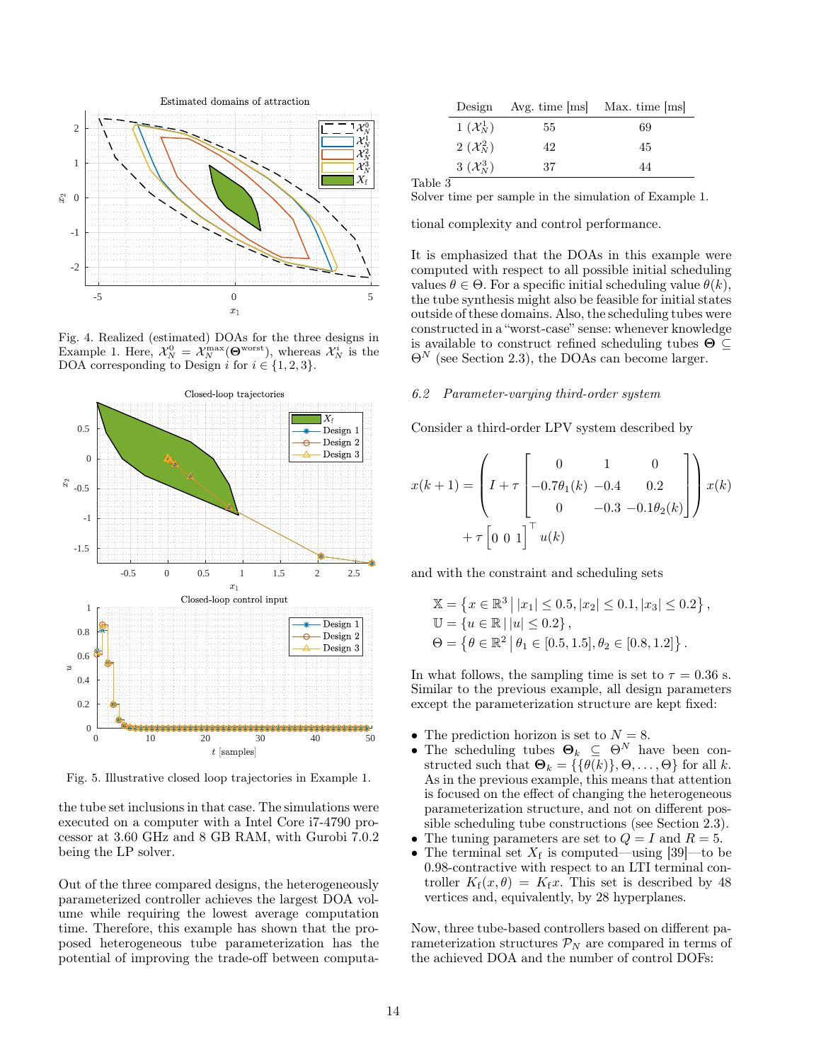Fig. 4. Realized (estimated) DOAs for the three designs in Example 1. Here, $\mathcal{X}_N^0 = \mathcal{X}_N^{\max}(\mathbf{\Theta}^{\text{worst}})$, whereas $\mathcal{X}_N^i$ is the DOA corresponding to Design $i$ for $i \in \{1, 2, 3\}$.

Fig. 5. Illustrative closed loop trajectories in Example 1.

the tube set inclusions in that case. The simulations were executed on a computer with a Intel Core i7-4790 processor at 3.60 GHz and 8 GB RAM, with Gurobi 7.0.2 being the LP solver.

Out of the three compared designs, the heterogeneously parameterized controller achieves the largest DOA volume while requiring the lowest average computation time. Therefore, this example has shown that the proposed heterogeneous tube parameterization has the potential of improving the trade-off between computational complexity and control performance.

| Design | Avg. time [ms] | Max. time [ms] |
|---|---|---|
| 1 ($\mathcal{X}_N^1$) | 55 | 69 |
| 2 ($\mathcal{X}_N^2$) | 42 | 45 |
| 3 ($\mathcal{X}_N^3$) | 37 | 44 |

Table 3
Solver time per sample in the simulation of Example 1.

It is emphasized that the DOAs in this example were computed with respect to all possible initial scheduling values $\theta \in \Theta$. For a specific initial scheduling value $\theta(k)$, the tube synthesis might also be feasible for initial states outside of these domains. Also, the scheduling tubes were constructed in a "worst-case" sense: whenever knowledge is available to construct refined scheduling tubes $\mathbf{\Theta} \subseteq \Theta^N$ (see Section 2.3), the DOAs can become larger.

### 6.2 Parameter-varying third-order system

Consider a third-order LPV system described by

$$x(k+1) = \left( I + \tau \begin{bmatrix} 0 & 1 & 0 \\ -0.7\theta_1(k) & -0.4 & 0.2 \\ 0 & -0.3 & -0.1\theta_2(k) \end{bmatrix} \right) x(k) + \tau \begin{bmatrix} 0 & 0 & 1 \end{bmatrix}^\top u(k)$$

and with the constraint and scheduling sets

$$\mathbb{X} = \left\{ x \in \mathbb{R}^3 \,\middle|\, |x_1| \leq 0.5, |x_2| \leq 0.1, |x_3| \leq 0.2 \right\},$$
$$\mathbb{U} = \left\{ u \in \mathbb{R} \,\middle|\, |u| \leq 0.2 \right\},$$
$$\Theta = \left\{ \theta \in \mathbb{R}^2 \,\middle|\, \theta_1 \in [0.5, 1.5], \theta_2 \in [0.8, 1.2] \right\}.$$

In what follows, the sampling time is set to $\tau = 0.36$ s. Similar to the previous example, all design parameters except the parameterization structure are kept fixed:

- The prediction horizon is set to $N = 8$.
- The scheduling tubes $\mathbf{\Theta}_k \subseteq \Theta^N$ have been constructed such that $\mathbf{\Theta}_k = \{\{\theta(k)\}, \Theta, \ldots, \Theta\}$ for all $k$. As in the previous example, this means that attention is focused on the effect of changing the heterogeneous parameterization structure, and not on different possible scheduling tube constructions (see Section 2.3).
- The tuning parameters are set to $Q = I$ and $R = 5$.
- The terminal set $X_\text{f}$ is computed—using [39]—to be 0.98-contractive with respect to an LTI terminal controller $K_\text{f}(x, \theta) = K_\text{f} x$. This set is described by 48 vertices and, equivalently, by 28 hyperplanes.

Now, three tube-based controllers based on different parameterization structures $\mathcal{P}_N$ are compared in terms of the achieved DOA and the number of control DOFs: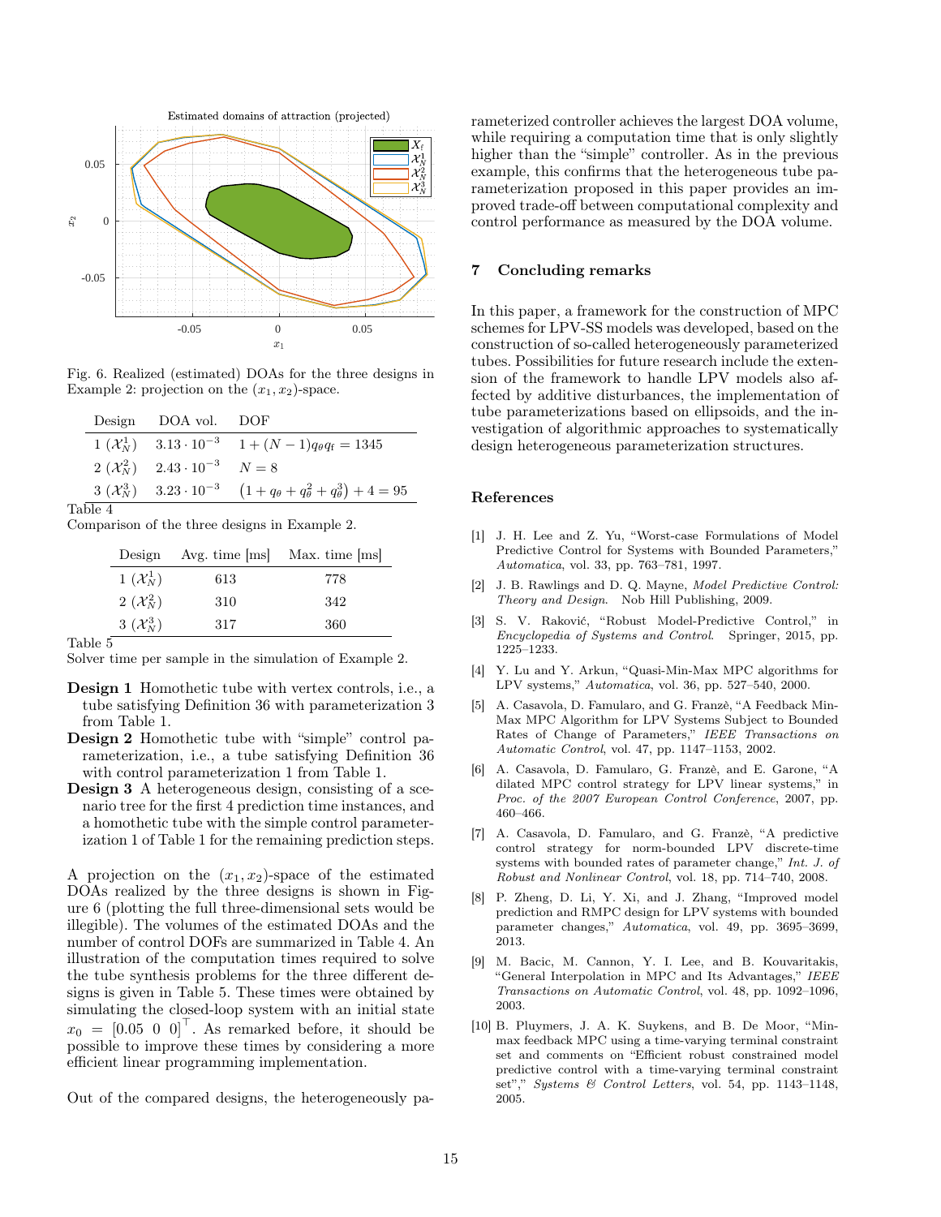Fig. 6. Realized (estimated) DOAs for the three designs in Example 2: projection on the $(x_1, x_2)$-space.

| Design | DOA vol. | DOF |
|---|---|---|
| 1 ($\mathcal{X}_N^1$) | $3.13 \cdot 10^{-3}$ | $1 + (N-1)q_\theta q_\mathrm{f} = 1345$ |
| 2 ($\mathcal{X}_N^2$) | $2.43 \cdot 10^{-3}$ | $N = 8$ |
| 3 ($\mathcal{X}_N^3$) | $3.23 \cdot 10^{-3}$ | $(1 + q_\theta + q_\theta^2 + q_\theta^3) + 4 = 95$ |

Table 4
Comparison of the three designs in Example 2.

| Design | Avg. time [ms] | Max. time [ms] |
|---|---|---|
| 1 ($\mathcal{X}_N^1$) | 613 | 778 |
| 2 ($\mathcal{X}_N^2$) | 310 | 342 |
| 3 ($\mathcal{X}_N^3$) | 317 | 360 |

Table 5
Solver time per sample in the simulation of Example 2.

**Design 1** Homothetic tube with vertex controls, i.e., a tube satisfying Definition 36 with parameterization 3 from Table 1.

**Design 2** Homothetic tube with "simple" control parameterization, i.e., a tube satisfying Definition 36 with control parameterization 1 from Table 1.

**Design 3** A heterogeneous design, consisting of a scenario tree for the first 4 prediction time instances, and a homothetic tube with the simple control parameterization 1 of Table 1 for the remaining prediction steps.

A projection on the $(x_1, x_2)$-space of the estimated DOAs realized by the three designs is shown in Figure 6 (plotting the full three-dimensional sets would be illegible). The volumes of the estimated DOAs and the number of control DOFs are summarized in Table 4. An illustration of the computation times required to solve the tube synthesis problems for the three different designs is given in Table 5. These times were obtained by simulating the closed-loop system with an initial state $x_0 = [0.05\ \ 0\ \ 0]^\top$. As remarked before, it should be possible to improve these times by considering a more efficient linear programming implementation.

Out of the compared designs, the heterogeneously parameterized controller achieves the largest DOA volume, while requiring a computation time that is only slightly higher than the "simple" controller. As in the previous example, this confirms that the heterogeneous tube parameterization proposed in this paper provides an improved trade-off between computational complexity and control performance as measured by the DOA volume.

## 7 Concluding remarks

In this paper, a framework for the construction of MPC schemes for LPV-SS models was developed, based on the construction of so-called heterogeneously parameterized tubes. Possibilities for future research include the extension of the framework to handle LPV models also affected by additive disturbances, the implementation of tube parameterizations based on ellipsoids, and the investigation of algorithmic approaches to systematically design heterogeneous parameterization structures.

## References

[1] J. H. Lee and Z. Yu, "Worst-case Formulations of Model Predictive Control for Systems with Bounded Parameters," *Automatica*, vol. 33, pp. 763–781, 1997.

[2] J. B. Rawlings and D. Q. Mayne, *Model Predictive Control: Theory and Design*. Nob Hill Publishing, 2009.

[3] S. V. Raković, "Robust Model-Predictive Control," in *Encyclopedia of Systems and Control*. Springer, 2015, pp. 1225–1233.

[4] Y. Lu and Y. Arkun, "Quasi-Min-Max MPC algorithms for LPV systems," *Automatica*, vol. 36, pp. 527–540, 2000.

[5] A. Casavola, D. Famularo, and G. Franzè, "A Feedback Min-Max MPC Algorithm for LPV Systems Subject to Bounded Rates of Change of Parameters," *IEEE Transactions on Automatic Control*, vol. 47, pp. 1147–1153, 2002.

[6] A. Casavola, D. Famularo, G. Franzè, and E. Garone, "A dilated MPC control strategy for LPV linear systems," in *Proc. of the 2007 European Control Conference*, 2007, pp. 460–466.

[7] A. Casavola, D. Famularo, and G. Franzè, "A predictive control strategy for norm-bounded LPV discrete-time systems with bounded rates of parameter change," *Int. J. of Robust and Nonlinear Control*, vol. 18, pp. 714–740, 2008.

[8] P. Zheng, D. Li, Y. Xi, and J. Zhang, "Improved model prediction and RMPC design for LPV systems with bounded parameter changes," *Automatica*, vol. 49, pp. 3695–3699, 2013.

[9] M. Bacic, M. Cannon, Y. I. Lee, and B. Kouvaritakis, "General Interpolation in MPC and Its Advantages," *IEEE Transactions on Automatic Control*, vol. 48, pp. 1092–1096, 2003.

[10] B. Pluymers, J. A. K. Suykens, and B. De Moor, "Min-max feedback MPC using a time-varying terminal constraint set and comments on "Efficient robust constrained model predictive control with a time-varying terminal constraint set"," *Systems & Control Letters*, vol. 54, pp. 1143–1148, 2005.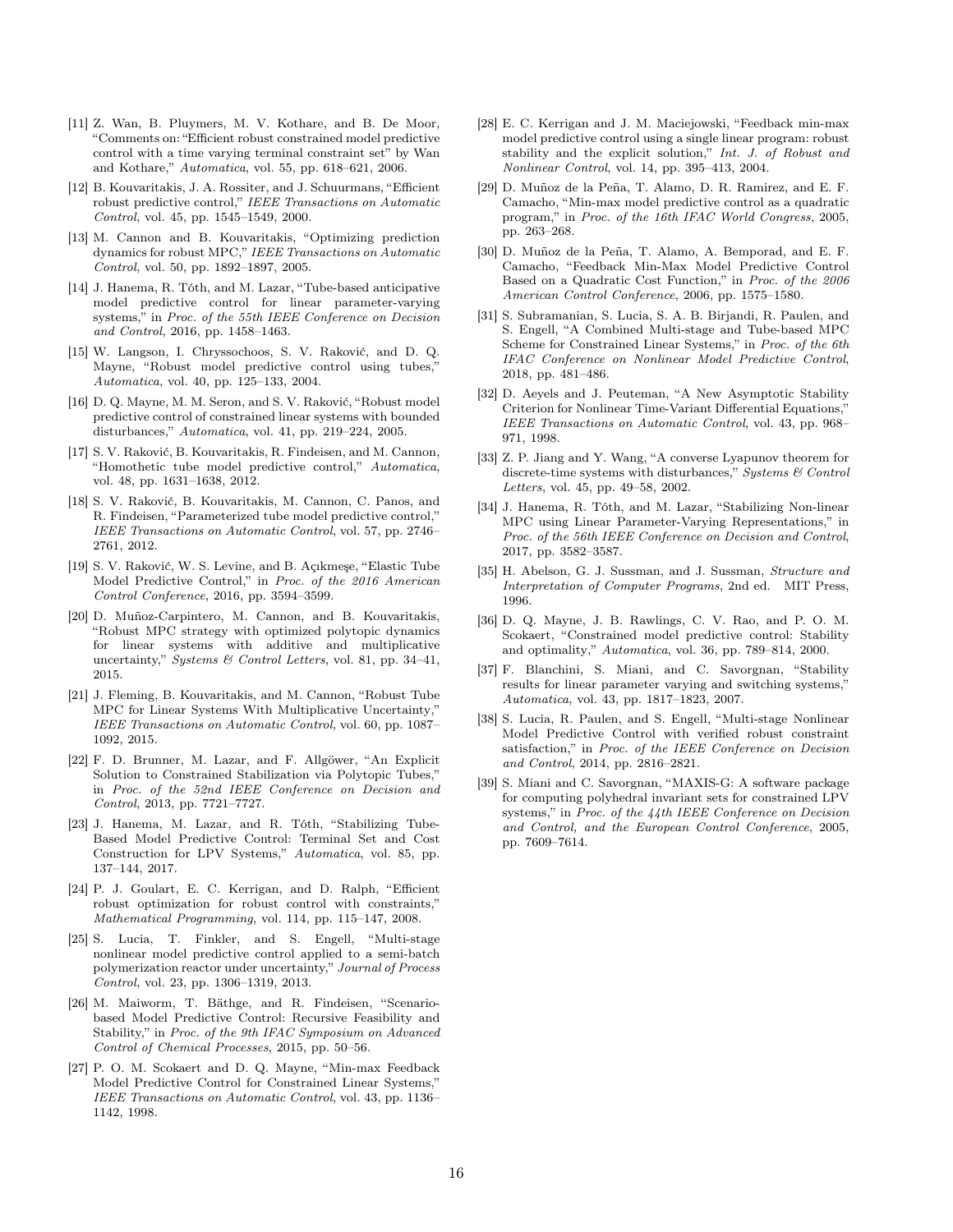[11] Z. Wan, B. Pluymers, M. V. Kothare, and B. De Moor, "Comments on: "Efficient robust constrained model predictive control with a time varying terminal constraint set" by Wan and Kothare," *Automatica*, vol. 55, pp. 618–621, 2006.

[12] B. Kouvaritakis, J. A. Rossiter, and J. Schuurmans, "Efficient robust predictive control," *IEEE Transactions on Automatic Control*, vol. 45, pp. 1545–1549, 2000.

[13] M. Cannon and B. Kouvaritakis, "Optimizing prediction dynamics for robust MPC," *IEEE Transactions on Automatic Control*, vol. 50, pp. 1892–1897, 2005.

[14] J. Hanema, R. Tóth, and M. Lazar, "Tube-based anticipative model predictive control for linear parameter-varying systems," in *Proc. of the 55th IEEE Conference on Decision and Control*, 2016, pp. 1458–1463.

[15] W. Langson, I. Chryssochoos, S. V. Raković, and D. Q. Mayne, "Robust model predictive control using tubes," *Automatica*, vol. 40, pp. 125–133, 2004.

[16] D. Q. Mayne, M. M. Seron, and S. V. Raković, "Robust model predictive control of constrained linear systems with bounded disturbances," *Automatica*, vol. 41, pp. 219–224, 2005.

[17] S. V. Raković, B. Kouvaritakis, R. Findeisen, and M. Cannon, "Homothetic tube model predictive control," *Automatica*, vol. 48, pp. 1631–1638, 2012.

[18] S. V. Raković, B. Kouvaritakis, M. Cannon, C. Panos, and R. Findeisen, "Parameterized tube model predictive control," *IEEE Transactions on Automatic Control*, vol. 57, pp. 2746–2761, 2012.

[19] S. V. Raković, W. S. Levine, and B. Açıkmeşe, "Elastic Tube Model Predictive Control," in *Proc. of the 2016 American Control Conference*, 2016, pp. 3594–3599.

[20] D. Muñoz-Carpintero, M. Cannon, and B. Kouvaritakis, "Robust MPC strategy with optimized polytopic dynamics for linear systems with additive and multiplicative uncertainty," *Systems & Control Letters*, vol. 81, pp. 34–41, 2015.

[21] J. Fleming, B. Kouvaritakis, and M. Cannon, "Robust Tube MPC for Linear Systems With Multiplicative Uncertainty," *IEEE Transactions on Automatic Control*, vol. 60, pp. 1087–1092, 2015.

[22] F. D. Brunner, M. Lazar, and F. Allgöwer, "An Explicit Solution to Constrained Stabilization via Polytopic Tubes," in *Proc. of the 52nd IEEE Conference on Decision and Control*, 2013, pp. 7721–7727.

[23] J. Hanema, M. Lazar, and R. Tóth, "Stabilizing Tube-Based Model Predictive Control: Terminal Set and Cost Construction for LPV Systems," *Automatica*, vol. 85, pp. 137–144, 2017.

[24] P. J. Goulart, E. C. Kerrigan, and D. Ralph, "Efficient robust optimization for robust control with constraints," *Mathematical Programming*, vol. 114, pp. 115–147, 2008.

[25] S. Lucia, T. Finkler, and S. Engell, "Multi-stage nonlinear model predictive control applied to a semi-batch polymerization reactor under uncertainty," *Journal of Process Control*, vol. 23, pp. 1306–1319, 2013.

[26] M. Maiworm, T. Bäthge, and R. Findeisen, "Scenario-based Model Predictive Control: Recursive Feasibility and Stability," in *Proc. of the 9th IFAC Symposium on Advanced Control of Chemical Processes*, 2015, pp. 50–56.

[27] P. O. M. Scokaert and D. Q. Mayne, "Min-max Feedback Model Predictive Control for Constrained Linear Systems," *IEEE Transactions on Automatic Control*, vol. 43, pp. 1136–1142, 1998.

[28] E. C. Kerrigan and J. M. Maciejowski, "Feedback min-max model predictive control using a single linear program: robust stability and the explicit solution," *Int. J. of Robust and Nonlinear Control*, vol. 14, pp. 395–413, 2004.

[29] D. Muñoz de la Peña, T. Alamo, D. R. Ramirez, and E. F. Camacho, "Min-max model predictive control as a quadratic program," in *Proc. of the 16th IFAC World Congress*, 2005, pp. 263–268.

[30] D. Muñoz de la Peña, T. Alamo, A. Bemporad, and E. F. Camacho, "Feedback Min-Max Model Predictive Control Based on a Quadratic Cost Function," in *Proc. of the 2006 American Control Conference*, 2006, pp. 1575–1580.

[31] S. Subramanian, S. Lucia, S. A. B. Birjandi, R. Paulen, and S. Engell, "A Combined Multi-stage and Tube-based MPC Scheme for Constrained Linear Systems," in *Proc. of the 6th IFAC Conference on Nonlinear Model Predictive Control*, 2018, pp. 481–486.

[32] D. Aeyels and J. Peuteman, "A New Asymptotic Stability Criterion for Nonlinear Time-Variant Differential Equations," *IEEE Transactions on Automatic Control*, vol. 43, pp. 968–971, 1998.

[33] Z. P. Jiang and Y. Wang, "A converse Lyapunov theorem for discrete-time systems with disturbances," *Systems & Control Letters*, vol. 45, pp. 49–58, 2002.

[34] J. Hanema, R. Tóth, and M. Lazar, "Stabilizing Non-linear MPC using Linear Parameter-Varying Representations," in *Proc. of the 56th IEEE Conference on Decision and Control*, 2017, pp. 3582–3587.

[35] H. Abelson, G. J. Sussman, and J. Sussman, *Structure and Interpretation of Computer Programs*, 2nd ed. MIT Press, 1996.

[36] D. Q. Mayne, J. B. Rawlings, C. V. Rao, and P. O. M. Scokaert, "Constrained model predictive control: Stability and optimality," *Automatica*, vol. 36, pp. 789–814, 2000.

[37] F. Blanchini, S. Miani, and C. Savorgnan, "Stability results for linear parameter varying and switching systems," *Automatica*, vol. 43, pp. 1817–1823, 2007.

[38] S. Lucia, R. Paulen, and S. Engell, "Multi-stage Nonlinear Model Predictive Control with verified robust constraint satisfaction," in *Proc. of the IEEE Conference on Decision and Control*, 2014, pp. 2816–2821.

[39] S. Miani and C. Savorgnan, "MAXIS-G: A software package for computing polyhedral invariant sets for constrained LPV systems," in *Proc. of the 44th IEEE Conference on Decision and Control, and the European Control Conference*, 2005, pp. 7609–7614.